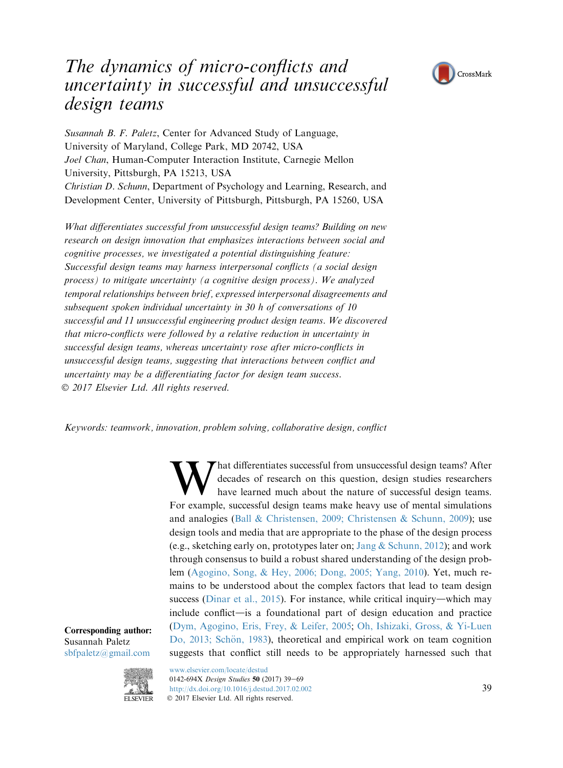# *The dynamics of micro-conflicts and uncertainty in successful and unsuccessful design teams*

*Susannah B. F. Paletz*, Center for Advanced Study of Language, University of Maryland, College Park, MD 20742, USA
*Joel Chan*, Human-Computer Interaction Institute, Carnegie Mellon University, Pittsburgh, PA 15213, USA
*Christian D. Schunn*, Department of Psychology and Learning, Research, and Development Center, University of Pittsburgh, Pittsburgh, PA 15260, USA

*What differentiates successful from unsuccessful design teams? Building on new research on design innovation that emphasizes interactions between social and cognitive processes, we investigated a potential distinguishing feature: Successful design teams may harness interpersonal conflicts (a social design process) to mitigate uncertainty (a cognitive design process). We analyzed temporal relationships between brief, expressed interpersonal disagreements and subsequent spoken individual uncertainty in 30 h of conversations of 10 successful and 11 unsuccessful engineering product design teams. We discovered that micro-conflicts were followed by a relative reduction in uncertainty in successful design teams, whereas uncertainty rose after micro-conflicts in unsuccessful design teams, suggesting that interactions between conflict and uncertainty may be a differentiating factor for design team success.*
*© 2017 Elsevier Ltd. All rights reserved.*

*Keywords: teamwork, innovation, problem solving, collaborative design, conflict*

What differentiates successful from unsuccessful design teams? After decades of research on this question, design studies researchers have learned much about the nature of successful design teams. For example, successful design teams make heavy use of mental simulations and analogies (Ball & Christensen, 2009; Christensen & Schunn, 2009); use design tools and media that are appropriate to the phase of the design process (e.g., sketching early on, prototypes later on; Jang & Schunn, 2012); and work through consensus to build a robust shared understanding of the design problem (Agogino, Song, & Hey, 2006; Dong, 2005; Yang, 2010). Yet, much remains to be understood about the complex factors that lead to team design success (Dinar et al., 2015). For instance, while critical inquiry—which may include conflict—is a foundational part of design education and practice (Dym, Agogino, Eris, Frey, & Leifer, 2005; Oh, Ishizaki, Gross, & Yi-Luen Do, 2013; Schön, 1983), theoretical and empirical work on team cognition suggests that conflict still needs to be appropriately harnessed such that

**Corresponding author:**
Susannah Paletz
sbfpaletz@gmail.com

www.elsevier.com/locate/destud
0142-694X *Design Studies* **50** (2017) 39–69
http://dx.doi.org/10.1016/j.destud.2017.02.002
© 2017 Elsevier Ltd. All rights reserved.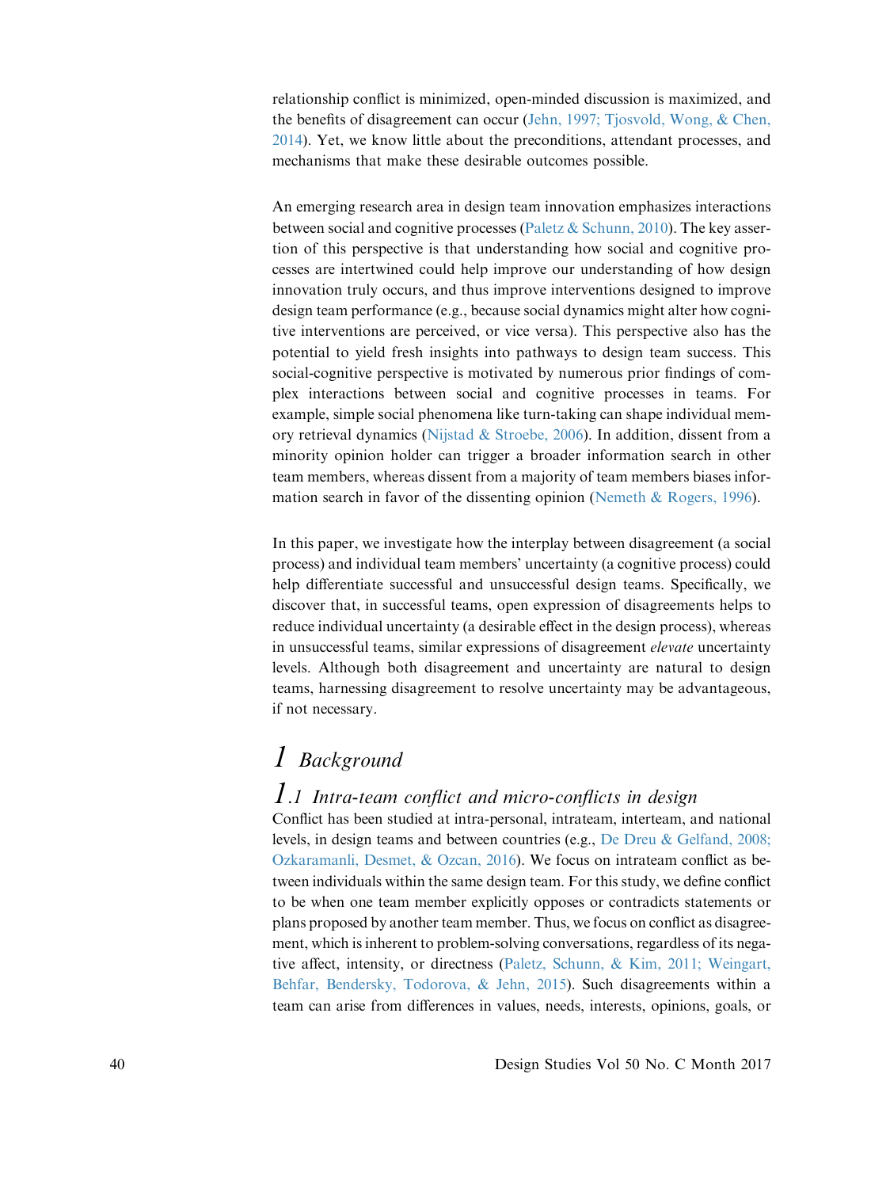relationship conflict is minimized, open-minded discussion is maximized, and the benefits of disagreement can occur (Jehn, 1997; Tjosvold, Wong, & Chen, 2014). Yet, we know little about the preconditions, attendant processes, and mechanisms that make these desirable outcomes possible.

An emerging research area in design team innovation emphasizes interactions between social and cognitive processes (Paletz & Schunn, 2010). The key assertion of this perspective is that understanding how social and cognitive processes are intertwined could help improve our understanding of how design innovation truly occurs, and thus improve interventions designed to improve design team performance (e.g., because social dynamics might alter how cognitive interventions are perceived, or vice versa). This perspective also has the potential to yield fresh insights into pathways to design team success. This social-cognitive perspective is motivated by numerous prior findings of complex interactions between social and cognitive processes in teams. For example, simple social phenomena like turn-taking can shape individual memory retrieval dynamics (Nijstad & Stroebe, 2006). In addition, dissent from a minority opinion holder can trigger a broader information search in other team members, whereas dissent from a majority of team members biases information search in favor of the dissenting opinion (Nemeth & Rogers, 1996).

In this paper, we investigate how the interplay between disagreement (a social process) and individual team members' uncertainty (a cognitive process) could help differentiate successful and unsuccessful design teams. Specifically, we discover that, in successful teams, open expression of disagreements helps to reduce individual uncertainty (a desirable effect in the design process), whereas in unsuccessful teams, similar expressions of disagreement *elevate* uncertainty levels. Although both disagreement and uncertainty are natural to design teams, harnessing disagreement to resolve uncertainty may be advantageous, if not necessary.

# 1 Background

## 1.1 Intra-team conflict and micro-conflicts in design

Conflict has been studied at intra-personal, intrateam, interteam, and national levels, in design teams and between countries (e.g., De Dreu & Gelfand, 2008; Ozkaramanli, Desmet, & Ozcan, 2016). We focus on intrateam conflict as between individuals within the same design team. For this study, we define conflict to be when one team member explicitly opposes or contradicts statements or plans proposed by another team member. Thus, we focus on conflict as disagreement, which is inherent to problem-solving conversations, regardless of its negative affect, intensity, or directness (Paletz, Schunn, & Kim, 2011; Weingart, Behfar, Bendersky, Todorova, & Jehn, 2015). Such disagreements within a team can arise from differences in values, needs, interests, opinions, goals, or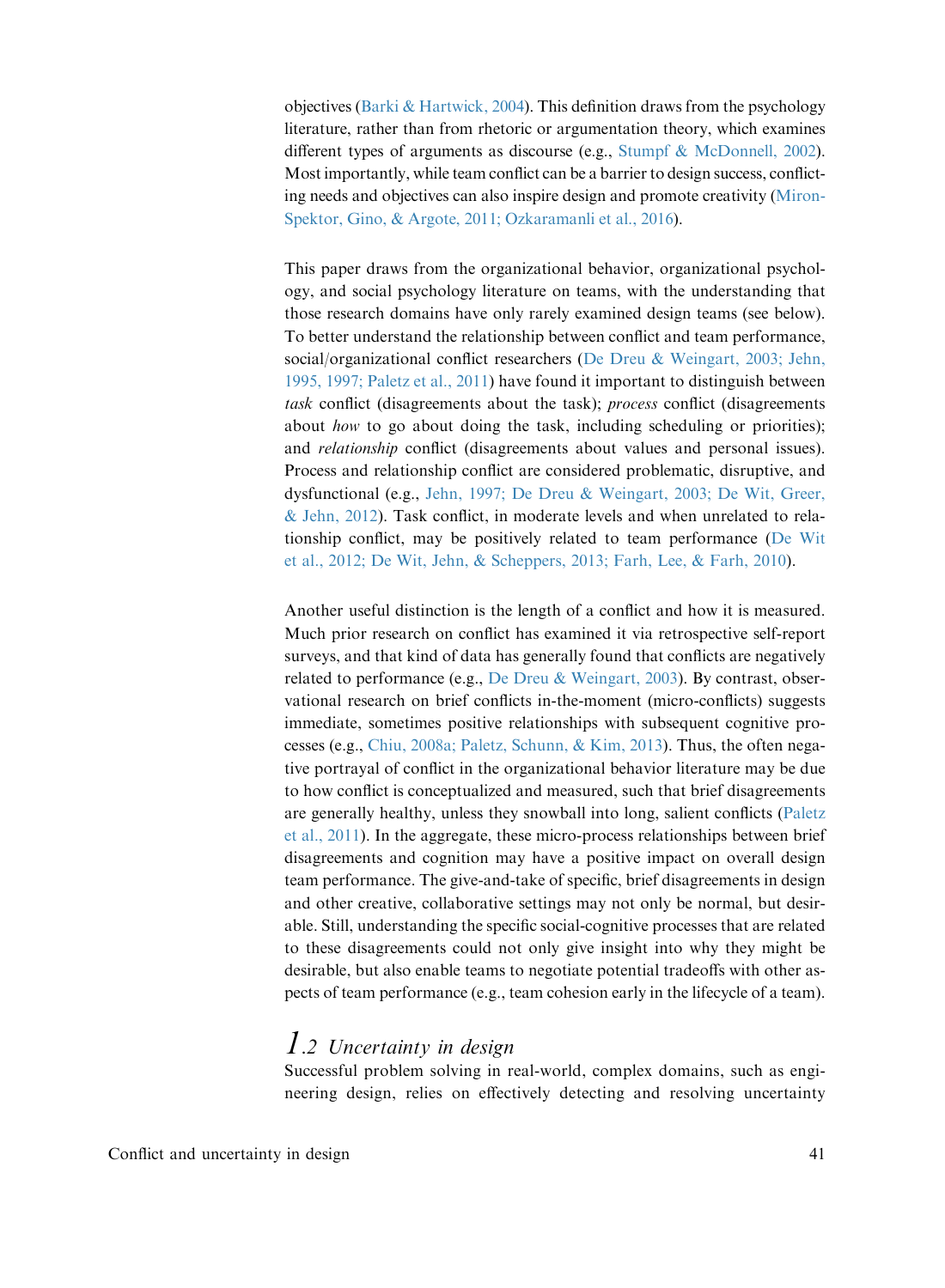objectives (Barki & Hartwick, 2004). This definition draws from the psychology literature, rather than from rhetoric or argumentation theory, which examines different types of arguments as discourse (e.g., Stumpf & McDonnell, 2002). Most importantly, while team conflict can be a barrier to design success, conflicting needs and objectives can also inspire design and promote creativity (Miron-Spektor, Gino, & Argote, 2011; Ozkaramanli et al., 2016).

This paper draws from the organizational behavior, organizational psychology, and social psychology literature on teams, with the understanding that those research domains have only rarely examined design teams (see below). To better understand the relationship between conflict and team performance, social/organizational conflict researchers (De Dreu & Weingart, 2003; Jehn, 1995, 1997; Paletz et al., 2011) have found it important to distinguish between *task* conflict (disagreements about the task); *process* conflict (disagreements about *how* to go about doing the task, including scheduling or priorities); and *relationship* conflict (disagreements about values and personal issues). Process and relationship conflict are considered problematic, disruptive, and dysfunctional (e.g., Jehn, 1997; De Dreu & Weingart, 2003; De Wit, Greer, & Jehn, 2012). Task conflict, in moderate levels and when unrelated to relationship conflict, may be positively related to team performance (De Wit et al., 2012; De Wit, Jehn, & Scheppers, 2013; Farh, Lee, & Farh, 2010).

Another useful distinction is the length of a conflict and how it is measured. Much prior research on conflict has examined it via retrospective self-report surveys, and that kind of data has generally found that conflicts are negatively related to performance (e.g., De Dreu & Weingart, 2003). By contrast, observational research on brief conflicts in-the-moment (micro-conflicts) suggests immediate, sometimes positive relationships with subsequent cognitive processes (e.g., Chiu, 2008a; Paletz, Schunn, & Kim, 2013). Thus, the often negative portrayal of conflict in the organizational behavior literature may be due to how conflict is conceptualized and measured, such that brief disagreements are generally healthy, unless they snowball into long, salient conflicts (Paletz et al., 2011). In the aggregate, these micro-process relationships between brief disagreements and cognition may have a positive impact on overall design team performance. The give-and-take of specific, brief disagreements in design and other creative, collaborative settings may not only be normal, but desirable. Still, understanding the specific social-cognitive processes that are related to these disagreements could not only give insight into why they might be desirable, but also enable teams to negotiate potential tradeoffs with other aspects of team performance (e.g., team cohesion early in the lifecycle of a team).

## 1.2 Uncertainty in design

Successful problem solving in real-world, complex domains, such as engineering design, relies on effectively detecting and resolving uncertainty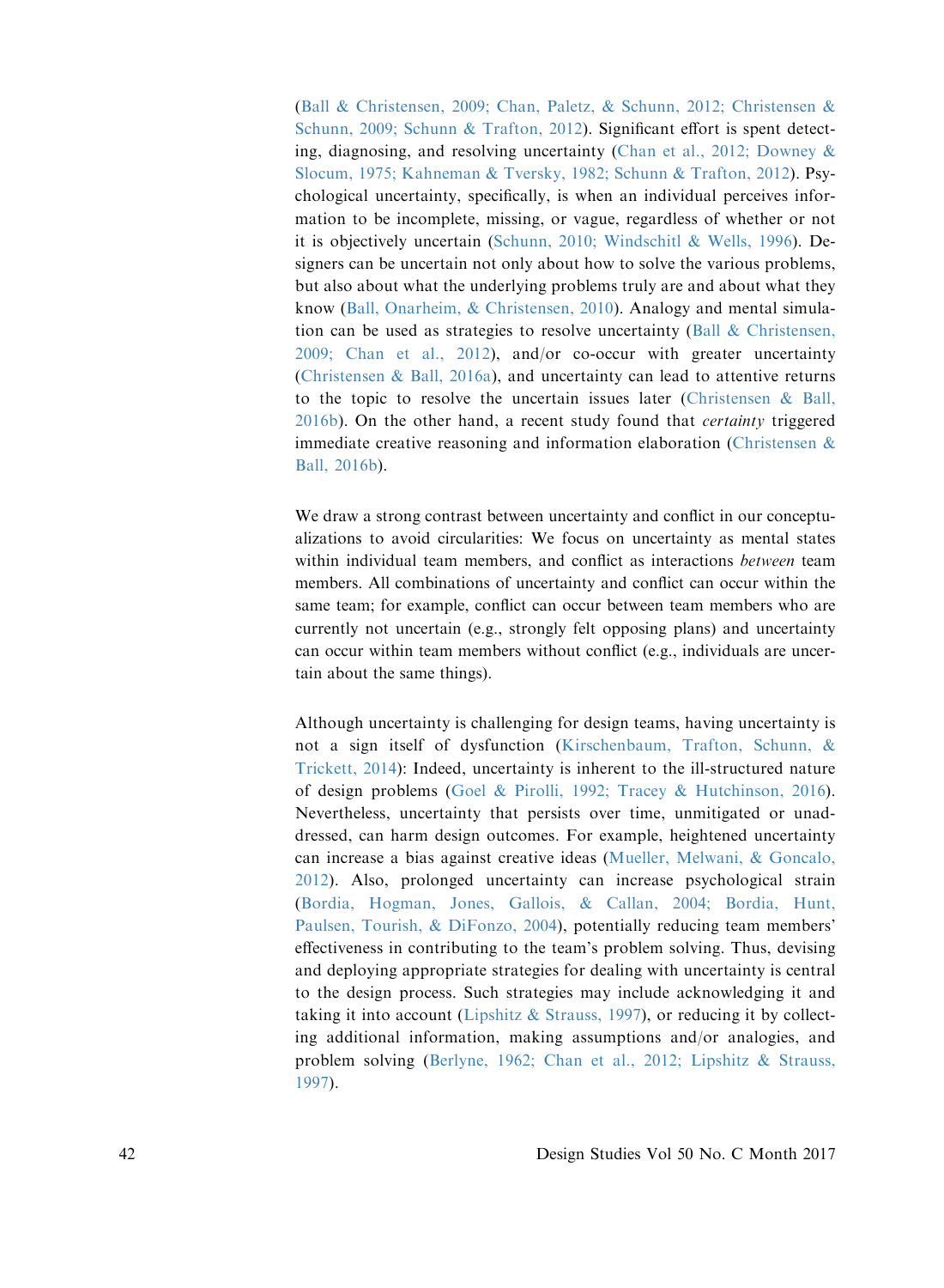(Ball & Christensen, 2009; Chan, Paletz, & Schunn, 2012; Christensen & Schunn, 2009; Schunn & Trafton, 2012). Significant effort is spent detecting, diagnosing, and resolving uncertainty (Chan et al., 2012; Downey & Slocum, 1975; Kahneman & Tversky, 1982; Schunn & Trafton, 2012). Psychological uncertainty, specifically, is when an individual perceives information to be incomplete, missing, or vague, regardless of whether or not it is objectively uncertain (Schunn, 2010; Windschitl & Wells, 1996). Designers can be uncertain not only about how to solve the various problems, but also about what the underlying problems truly are and about what they know (Ball, Onarheim, & Christensen, 2010). Analogy and mental simulation can be used as strategies to resolve uncertainty (Ball & Christensen, 2009; Chan et al., 2012), and/or co-occur with greater uncertainty (Christensen & Ball, 2016a), and uncertainty can lead to attentive returns to the topic to resolve the uncertain issues later (Christensen & Ball, 2016b). On the other hand, a recent study found that *certainty* triggered immediate creative reasoning and information elaboration (Christensen & Ball, 2016b).

We draw a strong contrast between uncertainty and conflict in our conceptualizations to avoid circularities: We focus on uncertainty as mental states within individual team members, and conflict as interactions *between* team members. All combinations of uncertainty and conflict can occur within the same team; for example, conflict can occur between team members who are currently not uncertain (e.g., strongly felt opposing plans) and uncertainty can occur within team members without conflict (e.g., individuals are uncertain about the same things).

Although uncertainty is challenging for design teams, having uncertainty is not a sign itself of dysfunction (Kirschenbaum, Trafton, Schunn, & Trickett, 2014): Indeed, uncertainty is inherent to the ill-structured nature of design problems (Goel & Pirolli, 1992; Tracey & Hutchinson, 2016). Nevertheless, uncertainty that persists over time, unmitigated or unaddressed, can harm design outcomes. For example, heightened uncertainty can increase a bias against creative ideas (Mueller, Melwani, & Goncalo, 2012). Also, prolonged uncertainty can increase psychological strain (Bordia, Hogman, Jones, Gallois, & Callan, 2004; Bordia, Hunt, Paulsen, Tourish, & DiFonzo, 2004), potentially reducing team members' effectiveness in contributing to the team's problem solving. Thus, devising and deploying appropriate strategies for dealing with uncertainty is central to the design process. Such strategies may include acknowledging it and taking it into account (Lipshitz & Strauss, 1997), or reducing it by collecting additional information, making assumptions and/or analogies, and problem solving (Berlyne, 1962; Chan et al., 2012; Lipshitz & Strauss, 1997).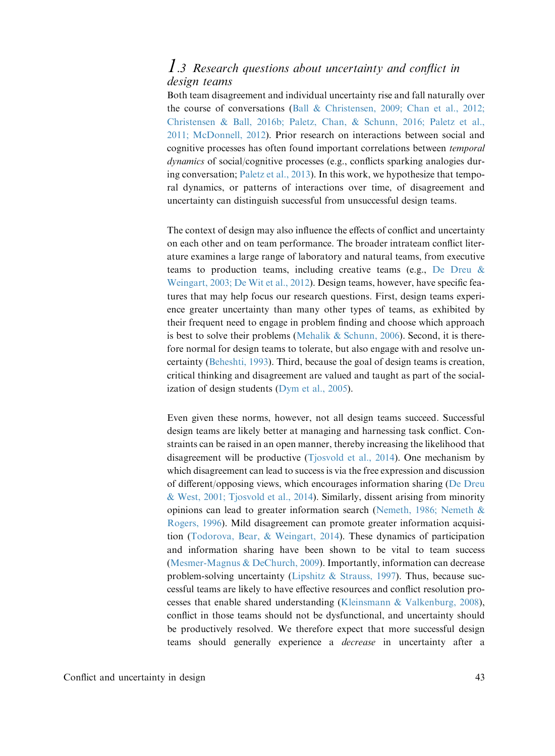## 1.3 Research questions about uncertainty and conflict in design teams

Both team disagreement and individual uncertainty rise and fall naturally over the course of conversations (Ball & Christensen, 2009; Chan et al., 2012; Christensen & Ball, 2016b; Paletz, Chan, & Schunn, 2016; Paletz et al., 2011; McDonnell, 2012). Prior research on interactions between social and cognitive processes has often found important correlations between *temporal dynamics* of social/cognitive processes (e.g., conflicts sparking analogies during conversation; Paletz et al., 2013). In this work, we hypothesize that temporal dynamics, or patterns of interactions over time, of disagreement and uncertainty can distinguish successful from unsuccessful design teams.

The context of design may also influence the effects of conflict and uncertainty on each other and on team performance. The broader intrateam conflict literature examines a large range of laboratory and natural teams, from executive teams to production teams, including creative teams (e.g., De Dreu & Weingart, 2003; De Wit et al., 2012). Design teams, however, have specific features that may help focus our research questions. First, design teams experience greater uncertainty than many other types of teams, as exhibited by their frequent need to engage in problem finding and choose which approach is best to solve their problems (Mehalik & Schunn, 2006). Second, it is therefore normal for design teams to tolerate, but also engage with and resolve uncertainty (Beheshti, 1993). Third, because the goal of design teams is creation, critical thinking and disagreement are valued and taught as part of the socialization of design students (Dym et al., 2005).

Even given these norms, however, not all design teams succeed. Successful design teams are likely better at managing and harnessing task conflict. Constraints can be raised in an open manner, thereby increasing the likelihood that disagreement will be productive (Tjosvold et al., 2014). One mechanism by which disagreement can lead to success is via the free expression and discussion of different/opposing views, which encourages information sharing (De Dreu & West, 2001; Tjosvold et al., 2014). Similarly, dissent arising from minority opinions can lead to greater information search (Nemeth, 1986; Nemeth & Rogers, 1996). Mild disagreement can promote greater information acquisition (Todorova, Bear, & Weingart, 2014). These dynamics of participation and information sharing have been shown to be vital to team success (Mesmer-Magnus & DeChurch, 2009). Importantly, information can decrease problem-solving uncertainty (Lipshitz & Strauss, 1997). Thus, because successful teams are likely to have effective resources and conflict resolution processes that enable shared understanding (Kleinsmann & Valkenburg, 2008), conflict in those teams should not be dysfunctional, and uncertainty should be productively resolved. We therefore expect that more successful design teams should generally experience a *decrease* in uncertainty after a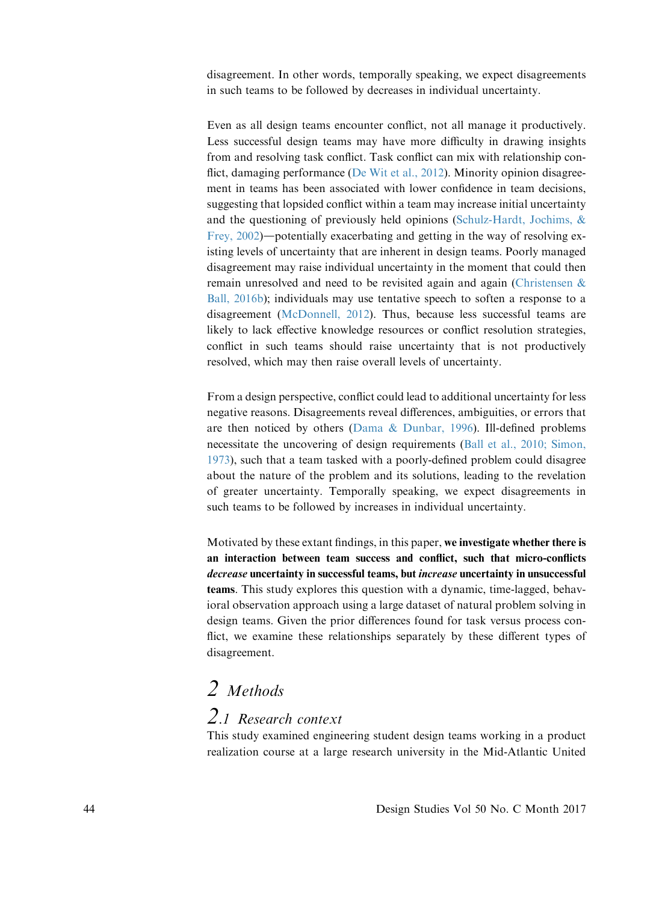disagreement. In other words, temporally speaking, we expect disagreements in such teams to be followed by decreases in individual uncertainty.

Even as all design teams encounter conflict, not all manage it productively. Less successful design teams may have more difficulty in drawing insights from and resolving task conflict. Task conflict can mix with relationship conflict, damaging performance (De Wit et al., 2012). Minority opinion disagreement in teams has been associated with lower confidence in team decisions, suggesting that lopsided conflict within a team may increase initial uncertainty and the questioning of previously held opinions (Schulz-Hardt, Jochims, & Frey, 2002)—potentially exacerbating and getting in the way of resolving existing levels of uncertainty that are inherent in design teams. Poorly managed disagreement may raise individual uncertainty in the moment that could then remain unresolved and need to be revisited again and again (Christensen & Ball, 2016b); individuals may use tentative speech to soften a response to a disagreement (McDonnell, 2012). Thus, because less successful teams are likely to lack effective knowledge resources or conflict resolution strategies, conflict in such teams should raise uncertainty that is not productively resolved, which may then raise overall levels of uncertainty.

From a design perspective, conflict could lead to additional uncertainty for less negative reasons. Disagreements reveal differences, ambiguities, or errors that are then noticed by others (Dama & Dunbar, 1996). Ill-defined problems necessitate the uncovering of design requirements (Ball et al., 2010; Simon, 1973), such that a team tasked with a poorly-defined problem could disagree about the nature of the problem and its solutions, leading to the revelation of greater uncertainty. Temporally speaking, we expect disagreements in such teams to be followed by increases in individual uncertainty.

Motivated by these extant findings, in this paper, **we investigate whether there is an interaction between team success and conflict, such that micro-conflicts *decrease* uncertainty in successful teams, but *increase* uncertainty in unsuccessful teams**. This study explores this question with a dynamic, time-lagged, behavioral observation approach using a large dataset of natural problem solving in design teams. Given the prior differences found for task versus process conflict, we examine these relationships separately by these different types of disagreement.

# 2 Methods

## 2.1 Research context

This study examined engineering student design teams working in a product realization course at a large research university in the Mid-Atlantic United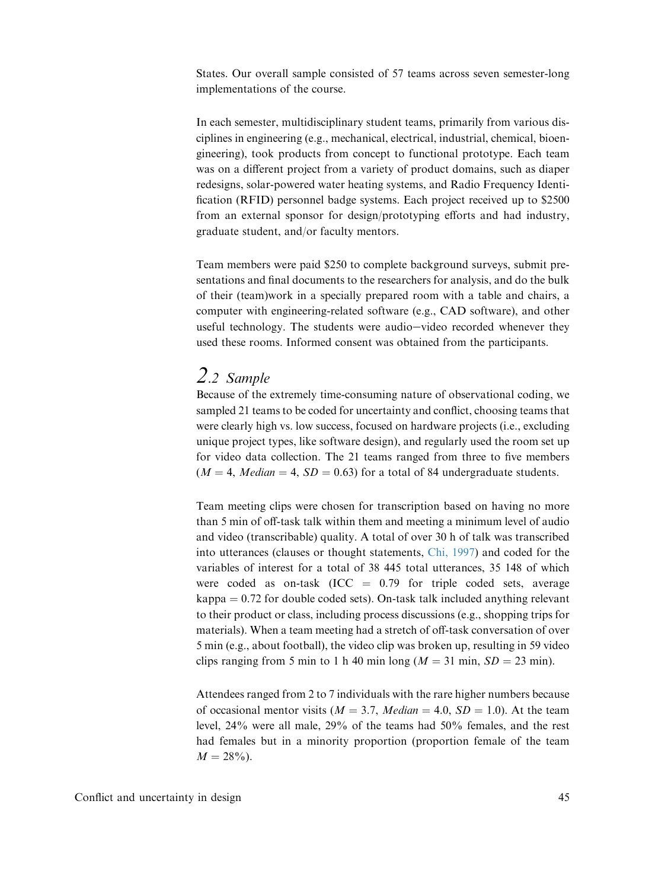States. Our overall sample consisted of 57 teams across seven semester-long implementations of the course.

In each semester, multidisciplinary student teams, primarily from various disciplines in engineering (e.g., mechanical, electrical, industrial, chemical, bioengineering), took products from concept to functional prototype. Each team was on a different project from a variety of product domains, such as diaper redesigns, solar-powered water heating systems, and Radio Frequency Identification (RFID) personnel badge systems. Each project received up to $2500 from an external sponsor for design/prototyping efforts and had industry, graduate student, and/or faculty mentors.

Team members were paid $250 to complete background surveys, submit presentations and final documents to the researchers for analysis, and do the bulk of their (team)work in a specially prepared room with a table and chairs, a computer with engineering-related software (e.g., CAD software), and other useful technology. The students were audio–video recorded whenever they used these rooms. Informed consent was obtained from the participants.

## 2.2 Sample

Because of the extremely time-consuming nature of observational coding, we sampled 21 teams to be coded for uncertainty and conflict, choosing teams that were clearly high vs. low success, focused on hardware projects (i.e., excluding unique project types, like software design), and regularly used the room set up for video data collection. The 21 teams ranged from three to five members ($M = 4$, $Median = 4$, $SD = 0.63$) for a total of 84 undergraduate students.

Team meeting clips were chosen for transcription based on having no more than 5 min of off-task talk within them and meeting a minimum level of audio and video (transcribable) quality. A total of over 30 h of talk was transcribed into utterances (clauses or thought statements, Chi, 1997) and coded for the variables of interest for a total of 38 445 total utterances, 35 148 of which were coded as on-task (ICC = 0.79 for triple coded sets, average kappa = 0.72 for double coded sets). On-task talk included anything relevant to their product or class, including process discussions (e.g., shopping trips for materials). When a team meeting had a stretch of off-task conversation of over 5 min (e.g., about football), the video clip was broken up, resulting in 59 video clips ranging from 5 min to 1 h 40 min long ($M = 31$ min, $SD = 23$ min).

Attendees ranged from 2 to 7 individuals with the rare higher numbers because of occasional mentor visits ($M = 3.7$, $Median = 4.0$, $SD = 1.0$). At the team level, 24% were all male, 29% of the teams had 50% females, and the rest had females but in a minority proportion (proportion female of the team $M = 28\%$).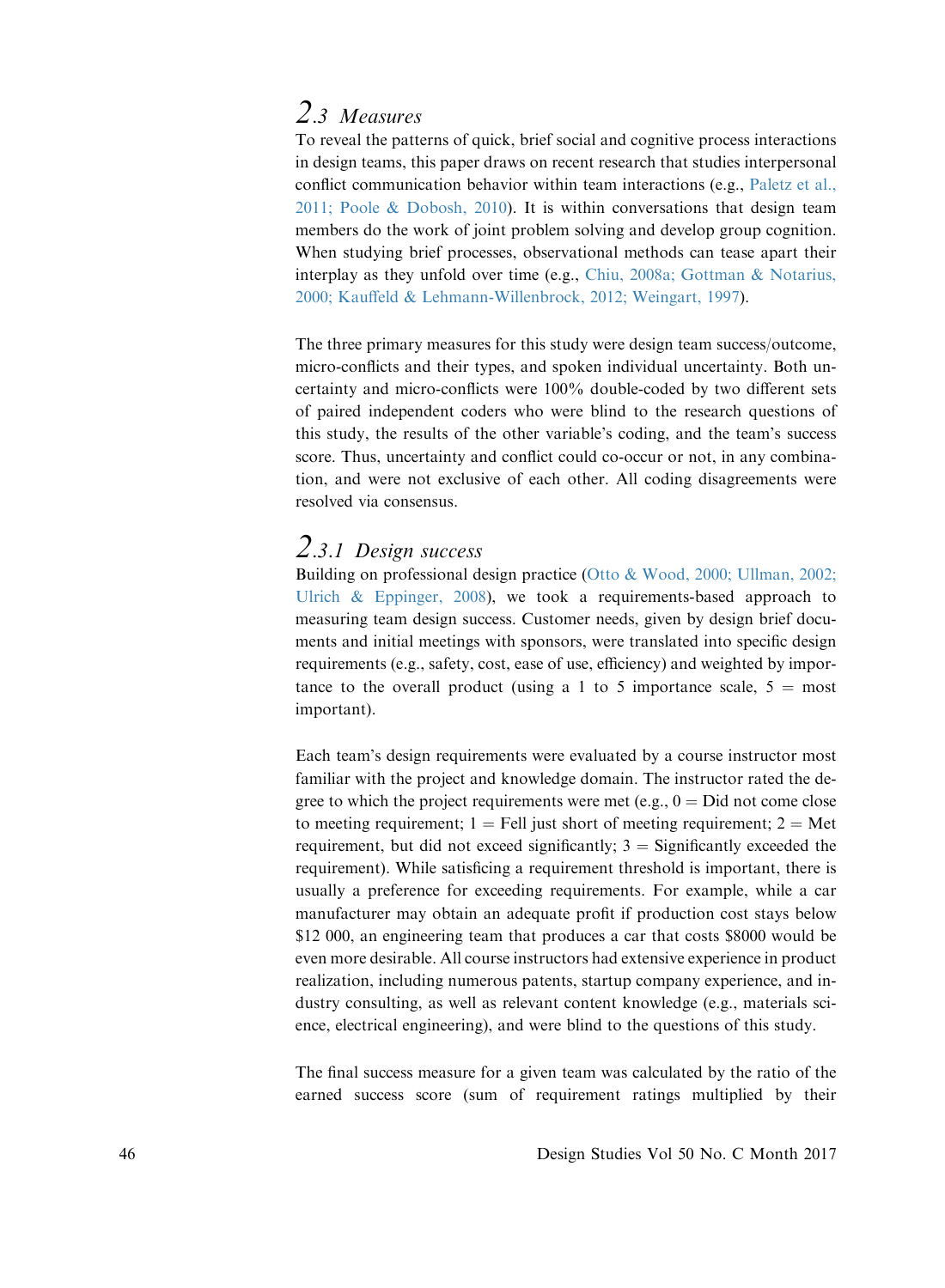## 2.3 Measures

To reveal the patterns of quick, brief social and cognitive process interactions in design teams, this paper draws on recent research that studies interpersonal conflict communication behavior within team interactions (e.g., Paletz et al., 2011; Poole & Dobosh, 2010). It is within conversations that design team members do the work of joint problem solving and develop group cognition. When studying brief processes, observational methods can tease apart their interplay as they unfold over time (e.g., Chiu, 2008a; Gottman & Notarius, 2000; Kauffeld & Lehmann-Willenbrock, 2012; Weingart, 1997).

The three primary measures for this study were design team success/outcome, micro-conflicts and their types, and spoken individual uncertainty. Both uncertainty and micro-conflicts were 100% double-coded by two different sets of paired independent coders who were blind to the research questions of this study, the results of the other variable's coding, and the team's success score. Thus, uncertainty and conflict could co-occur or not, in any combination, and were not exclusive of each other. All coding disagreements were resolved via consensus.

### 2.3.1 Design success

Building on professional design practice (Otto & Wood, 2000; Ullman, 2002; Ulrich & Eppinger, 2008), we took a requirements-based approach to measuring team design success. Customer needs, given by design brief documents and initial meetings with sponsors, were translated into specific design requirements (e.g., safety, cost, ease of use, efficiency) and weighted by importance to the overall product (using a 1 to 5 importance scale, 5 = most important).

Each team's design requirements were evaluated by a course instructor most familiar with the project and knowledge domain. The instructor rated the degree to which the project requirements were met (e.g., 0 = Did not come close to meeting requirement; 1 = Fell just short of meeting requirement; 2 = Met requirement, but did not exceed significantly; 3 = Significantly exceeded the requirement). While satisficing a requirement threshold is important, there is usually a preference for exceeding requirements. For example, while a car manufacturer may obtain an adequate profit if production cost stays below $12 000, an engineering team that produces a car that costs $8000 would be even more desirable. All course instructors had extensive experience in product realization, including numerous patents, startup company experience, and industry consulting, as well as relevant content knowledge (e.g., materials science, electrical engineering), and were blind to the questions of this study.

The final success measure for a given team was calculated by the ratio of the earned success score (sum of requirement ratings multiplied by their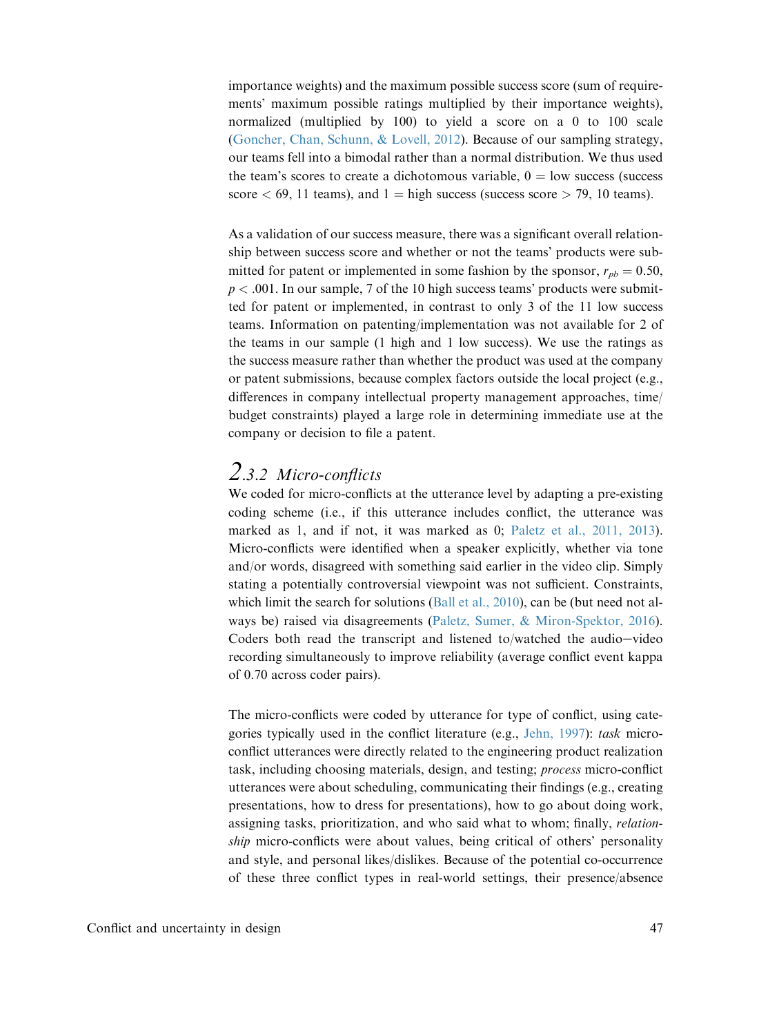importance weights) and the maximum possible success score (sum of requirements' maximum possible ratings multiplied by their importance weights), normalized (multiplied by 100) to yield a score on a 0 to 100 scale (Goncher, Chan, Schunn, & Lovell, 2012). Because of our sampling strategy, our teams fell into a bimodal rather than a normal distribution. We thus used the team's scores to create a dichotomous variable, 0 = low success (success score < 69, 11 teams), and 1 = high success (success score > 79, 10 teams).

As a validation of our success measure, there was a significant overall relationship between success score and whether or not the teams' products were submitted for patent or implemented in some fashion by the sponsor, $r_{pb} = 0.50$, $p < .001$. In our sample, 7 of the 10 high success teams' products were submitted for patent or implemented, in contrast to only 3 of the 11 low success teams. Information on patenting/implementation was not available for 2 of the teams in our sample (1 high and 1 low success). We use the ratings as the success measure rather than whether the product was used at the company or patent submissions, because complex factors outside the local project (e.g., differences in company intellectual property management approaches, time/budget constraints) played a large role in determining immediate use at the company or decision to file a patent.

### 2.3.2 Micro-conflicts

We coded for micro-conflicts at the utterance level by adapting a pre-existing coding scheme (i.e., if this utterance includes conflict, the utterance was marked as 1, and if not, it was marked as 0; Paletz et al., 2011, 2013). Micro-conflicts were identified when a speaker explicitly, whether via tone and/or words, disagreed with something said earlier in the video clip. Simply stating a potentially controversial viewpoint was not sufficient. Constraints, which limit the search for solutions (Ball et al., 2010), can be (but need not always be) raised via disagreements (Paletz, Sumer, & Miron-Spektor, 2016). Coders both read the transcript and listened to/watched the audio–video recording simultaneously to improve reliability (average conflict event kappa of 0.70 across coder pairs).

The micro-conflicts were coded by utterance for type of conflict, using categories typically used in the conflict literature (e.g., Jehn, 1997): *task* micro-conflict utterances were directly related to the engineering product realization task, including choosing materials, design, and testing; *process* micro-conflict utterances were about scheduling, communicating their findings (e.g., creating presentations, how to dress for presentations), how to go about doing work, assigning tasks, prioritization, and who said what to whom; finally, *relationship* micro-conflicts were about values, being critical of others' personality and style, and personal likes/dislikes. Because of the potential co-occurrence of these three conflict types in real-world settings, their presence/absence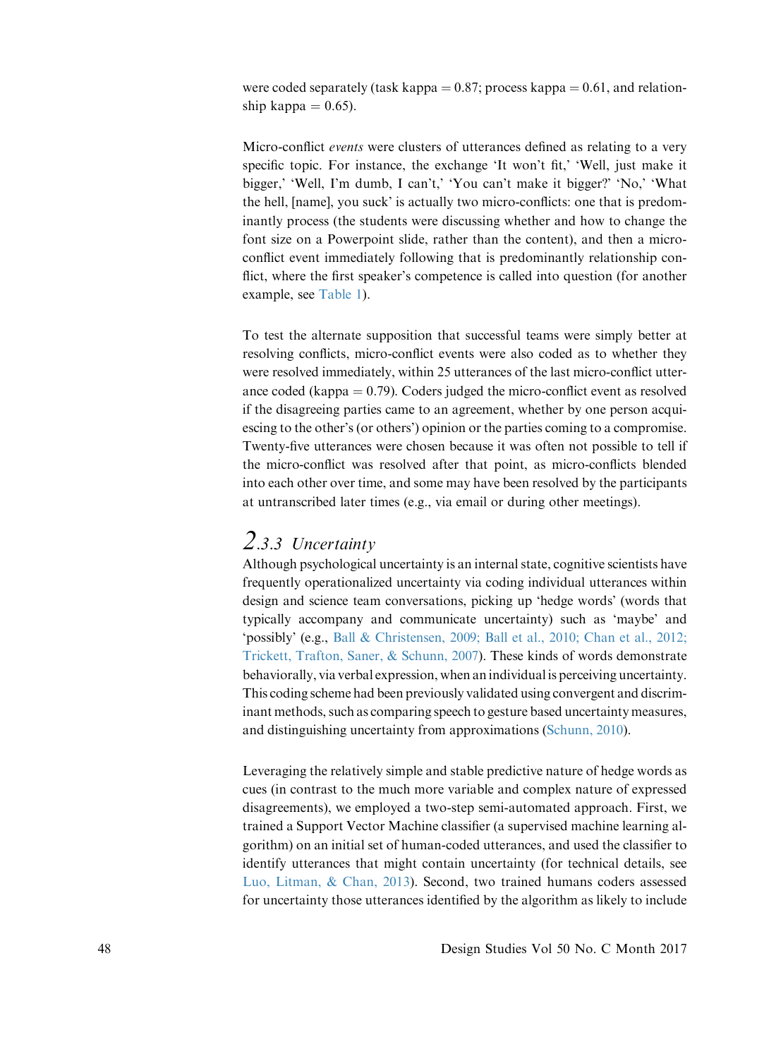were coded separately (task kappa = 0.87; process kappa = 0.61, and relationship kappa = 0.65).

Micro-conflict *events* were clusters of utterances defined as relating to a very specific topic. For instance, the exchange 'It won't fit,' 'Well, just make it bigger,' 'Well, I'm dumb, I can't,' 'You can't make it bigger?' 'No,' 'What the hell, [name], you suck' is actually two micro-conflicts: one that is predominantly process (the students were discussing whether and how to change the font size on a Powerpoint slide, rather than the content), and then a micro-conflict event immediately following that is predominantly relationship conflict, where the first speaker's competence is called into question (for another example, see Table 1).

To test the alternate supposition that successful teams were simply better at resolving conflicts, micro-conflict events were also coded as to whether they were resolved immediately, within 25 utterances of the last micro-conflict utterance coded (kappa = 0.79). Coders judged the micro-conflict event as resolved if the disagreeing parties came to an agreement, whether by one person acquiescing to the other's (or others') opinion or the parties coming to a compromise. Twenty-five utterances were chosen because it was often not possible to tell if the micro-conflict was resolved after that point, as micro-conflicts blended into each other over time, and some may have been resolved by the participants at untranscribed later times (e.g., via email or during other meetings).

### 2.3.3 Uncertainty

Although psychological uncertainty is an internal state, cognitive scientists have frequently operationalized uncertainty via coding individual utterances within design and science team conversations, picking up 'hedge words' (words that typically accompany and communicate uncertainty) such as 'maybe' and 'possibly' (e.g., Ball & Christensen, 2009; Ball et al., 2010; Chan et al., 2012; Trickett, Trafton, Saner, & Schunn, 2007). These kinds of words demonstrate behaviorally, via verbal expression, when an individual is perceiving uncertainty. This coding scheme had been previously validated using convergent and discriminant methods, such as comparing speech to gesture based uncertainty measures, and distinguishing uncertainty from approximations (Schunn, 2010).

Leveraging the relatively simple and stable predictive nature of hedge words as cues (in contrast to the much more variable and complex nature of expressed disagreements), we employed a two-step semi-automated approach. First, we trained a Support Vector Machine classifier (a supervised machine learning algorithm) on an initial set of human-coded utterances, and used the classifier to identify utterances that might contain uncertainty (for technical details, see Luo, Litman, & Chan, 2013). Second, two trained humans coders assessed for uncertainty those utterances identified by the algorithm as likely to include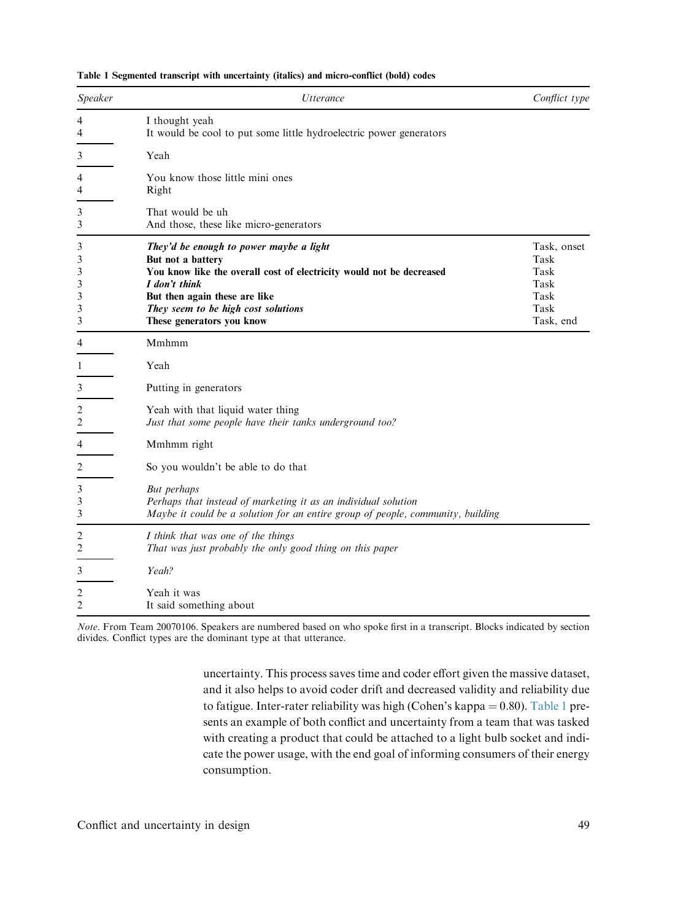**Table 1 Segmented transcript with uncertainty (italics) and micro-conflict (bold) codes**

| *Speaker* | *Utterance* | *Conflict type* |
|---|---|---|
| 4 | I thought yeah | |
| 4 | It would be cool to put some little hydroelectric power generators | |
| 3 | Yeah | |
| 4 | You know those little mini ones | |
| 4 | Right | |
| 3 | That would be uh | |
| 3 | And those, these like micro-generators | |
| 3 | ***They'd be enough to power maybe a light*** | Task, onset |
| 3 | **But not a battery** | Task |
| 3 | **You know like the overall cost of electricity would not be decreased** | Task |
| 3 | ***I don't think*** | Task |
| 3 | **But then again these are like** | Task |
| 3 | ***They seem to be high cost solutions*** | Task |
| 3 | **These generators you know** | Task, end |
| 4 | Mmhmm | |
| 1 | Yeah | |
| 3 | Putting in generators | |
| 2 | Yeah with that liquid water thing | |
| 2 | *Just that some people have their tanks underground too?* | |
| 4 | Mmhmm right | |
| 2 | So you wouldn't be able to do that | |
| 3 | *But perhaps* | |
| 3 | *Perhaps that instead of marketing it as an individual solution* | |
| 3 | *Maybe it could be a solution for an entire group of people, community, building* | |
| 2 | *I think that was one of the things* | |
| 2 | *That was just probably the only good thing on this paper* | |
| 3 | *Yeah?* | |
| 2 | Yeah it was | |
| 2 | It said something about | |

*Note*. From Team 20070106. Speakers are numbered based on who spoke first in a transcript. Blocks indicated by section divides. Conflict types are the dominant type at that utterance.

uncertainty. This process saves time and coder effort given the massive dataset, and it also helps to avoid coder drift and decreased validity and reliability due to fatigue. Inter-rater reliability was high (Cohen's kappa = 0.80). Table 1 presents an example of both conflict and uncertainty from a team that was tasked with creating a product that could be attached to a light bulb socket and indicate the power usage, with the end goal of informing consumers of their energy consumption.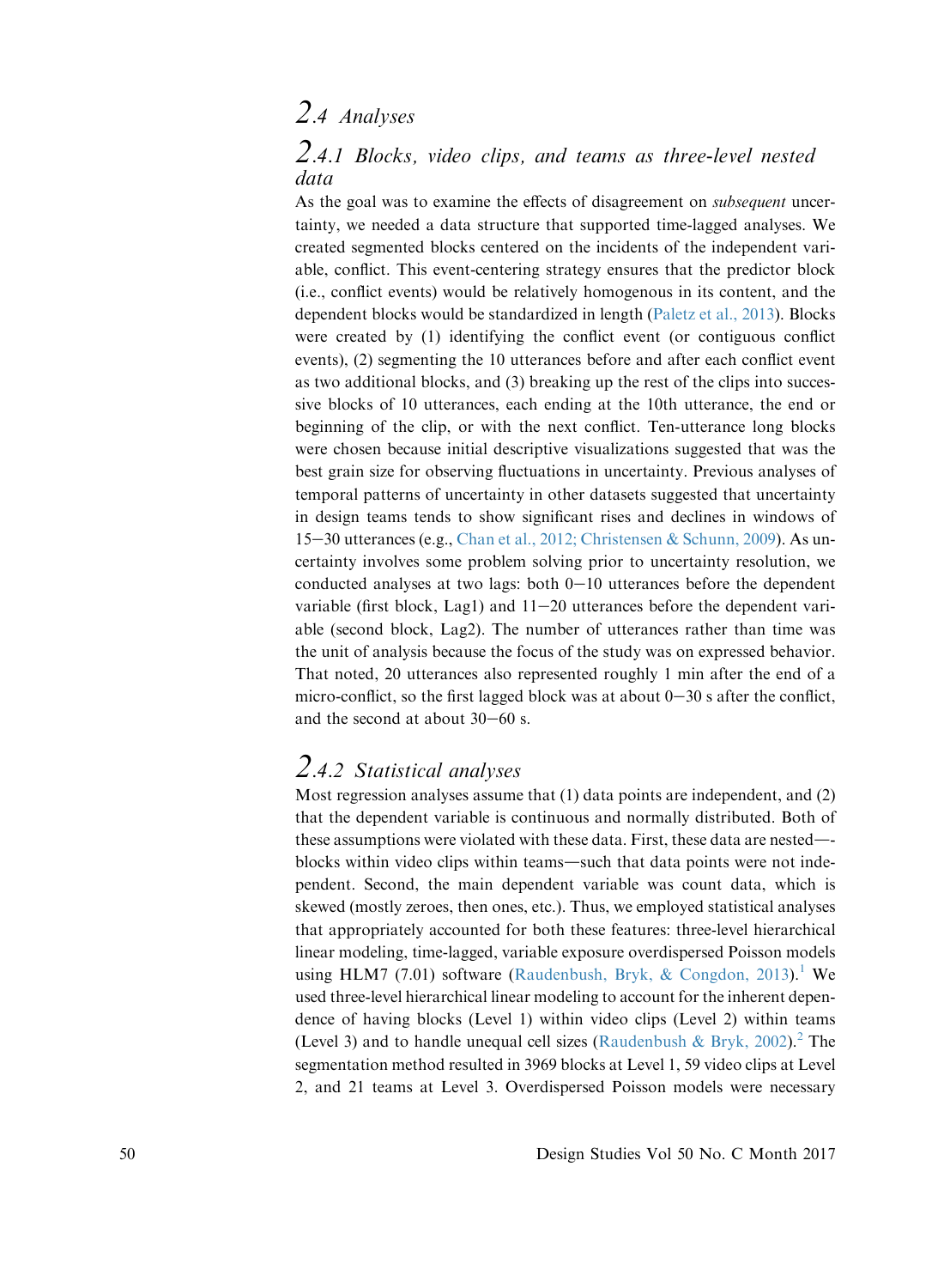## 2.4 Analyses

### 2.4.1 Blocks, video clips, and teams as three-level nested data

As the goal was to examine the effects of disagreement on *subsequent* uncertainty, we needed a data structure that supported time-lagged analyses. We created segmented blocks centered on the incidents of the independent variable, conflict. This event-centering strategy ensures that the predictor block (i.e., conflict events) would be relatively homogenous in its content, and the dependent blocks would be standardized in length (Paletz et al., 2013). Blocks were created by (1) identifying the conflict event (or contiguous conflict events), (2) segmenting the 10 utterances before and after each conflict event as two additional blocks, and (3) breaking up the rest of the clips into successive blocks of 10 utterances, each ending at the 10th utterance, the end or beginning of the clip, or with the next conflict. Ten-utterance long blocks were chosen because initial descriptive visualizations suggested that was the best grain size for observing fluctuations in uncertainty. Previous analyses of temporal patterns of uncertainty in other datasets suggested that uncertainty in design teams tends to show significant rises and declines in windows of 15–30 utterances (e.g., Chan et al., 2012; Christensen & Schunn, 2009). As uncertainty involves some problem solving prior to uncertainty resolution, we conducted analyses at two lags: both 0–10 utterances before the dependent variable (first block, Lag1) and 11–20 utterances before the dependent variable (second block, Lag2). The number of utterances rather than time was the unit of analysis because the focus of the study was on expressed behavior. That noted, 20 utterances also represented roughly 1 min after the end of a micro-conflict, so the first lagged block was at about 0–30 s after the conflict, and the second at about 30–60 s.

### 2.4.2 Statistical analyses

Most regression analyses assume that (1) data points are independent, and (2) that the dependent variable is continuous and normally distributed. Both of these assumptions were violated with these data. First, these data are nested—blocks within video clips within teams—such that data points were not independent. Second, the main dependent variable was count data, which is skewed (mostly zeroes, then ones, etc.). Thus, we employed statistical analyses that appropriately accounted for both these features: three-level hierarchical linear modeling, time-lagged, variable exposure overdispersed Poisson models using HLM7 (7.01) software (Raudenbush, Bryk, & Congdon, 2013).[1] We used three-level hierarchical linear modeling to account for the inherent dependence of having blocks (Level 1) within video clips (Level 2) within teams (Level 3) and to handle unequal cell sizes (Raudenbush & Bryk, 2002).[2] The segmentation method resulted in 3969 blocks at Level 1, 59 video clips at Level 2, and 21 teams at Level 3. Overdispersed Poisson models were necessary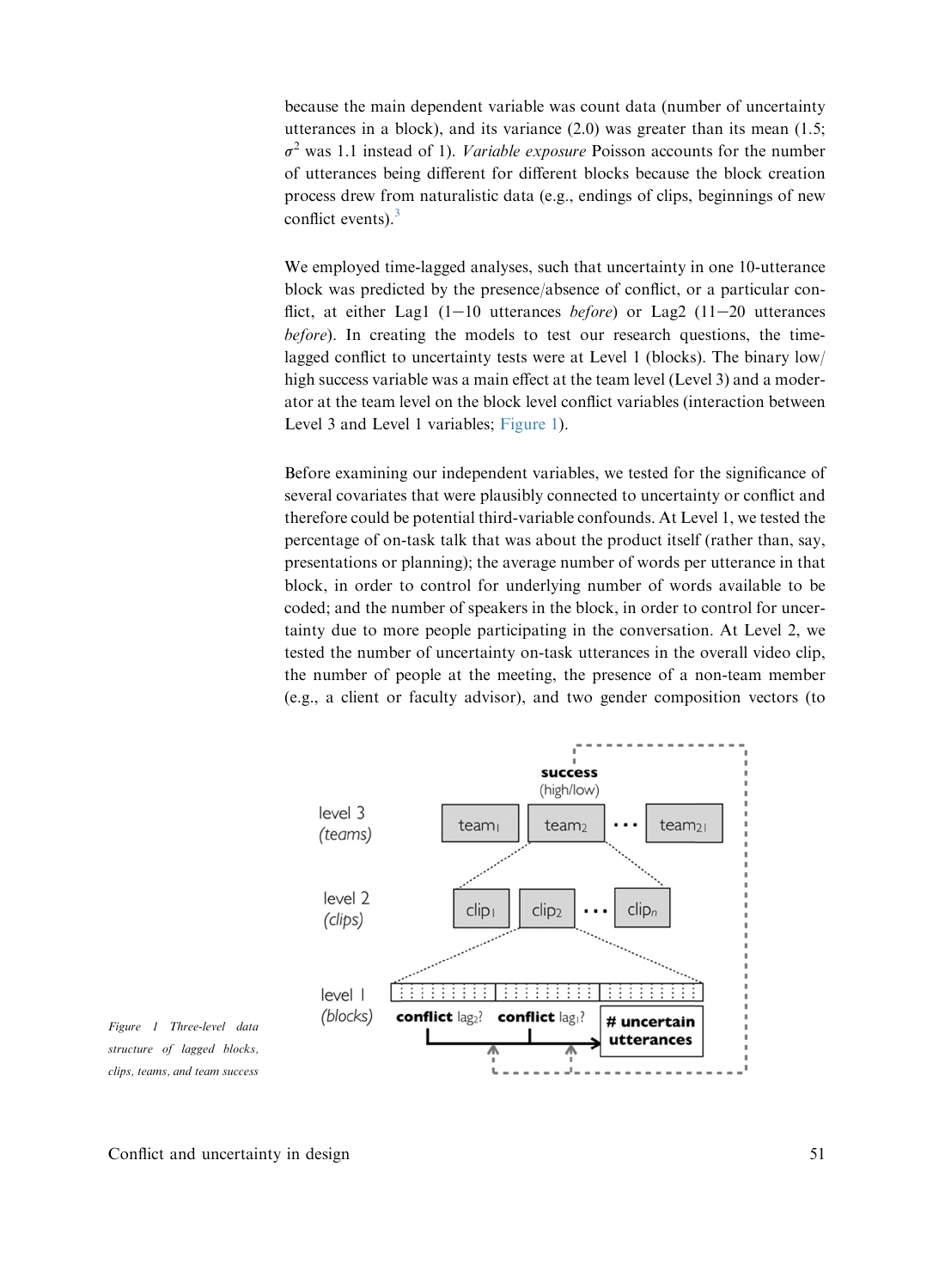because the main dependent variable was count data (number of uncertainty utterances in a block), and its variance (2.0) was greater than its mean (1.5; $\sigma^2$ was 1.1 instead of 1). *Variable exposure* Poisson accounts for the number of utterances being different for different blocks because the block creation process drew from naturalistic data (e.g., endings of clips, beginnings of new conflict events).[3]

We employed time-lagged analyses, such that uncertainty in one 10-utterance block was predicted by the presence/absence of conflict, or a particular conflict, at either Lag1 (1−10 utterances *before*) or Lag2 (11−20 utterances *before*). In creating the models to test our research questions, the time-lagged conflict to uncertainty tests were at Level 1 (blocks). The binary low/high success variable was a main effect at the team level (Level 3) and a moderator at the team level on the block level conflict variables (interaction between Level 3 and Level 1 variables; Figure 1).

Before examining our independent variables, we tested for the significance of several covariates that were plausibly connected to uncertainty or conflict and therefore could be potential third-variable confounds. At Level 1, we tested the percentage of on-task talk that was about the product itself (rather than, say, presentations or planning); the average number of words per utterance in that block, in order to control for underlying number of words available to be coded; and the number of speakers in the block, in order to control for uncertainty due to more people participating in the conversation. At Level 2, we tested the number of uncertainty on-task utterances in the overall video clip, the number of people at the meeting, the presence of a non-team member (e.g., a client or faculty advisor), and two gender composition vectors (to

Figure 1 Three-level data structure of lagged blocks, clips, teams, and team success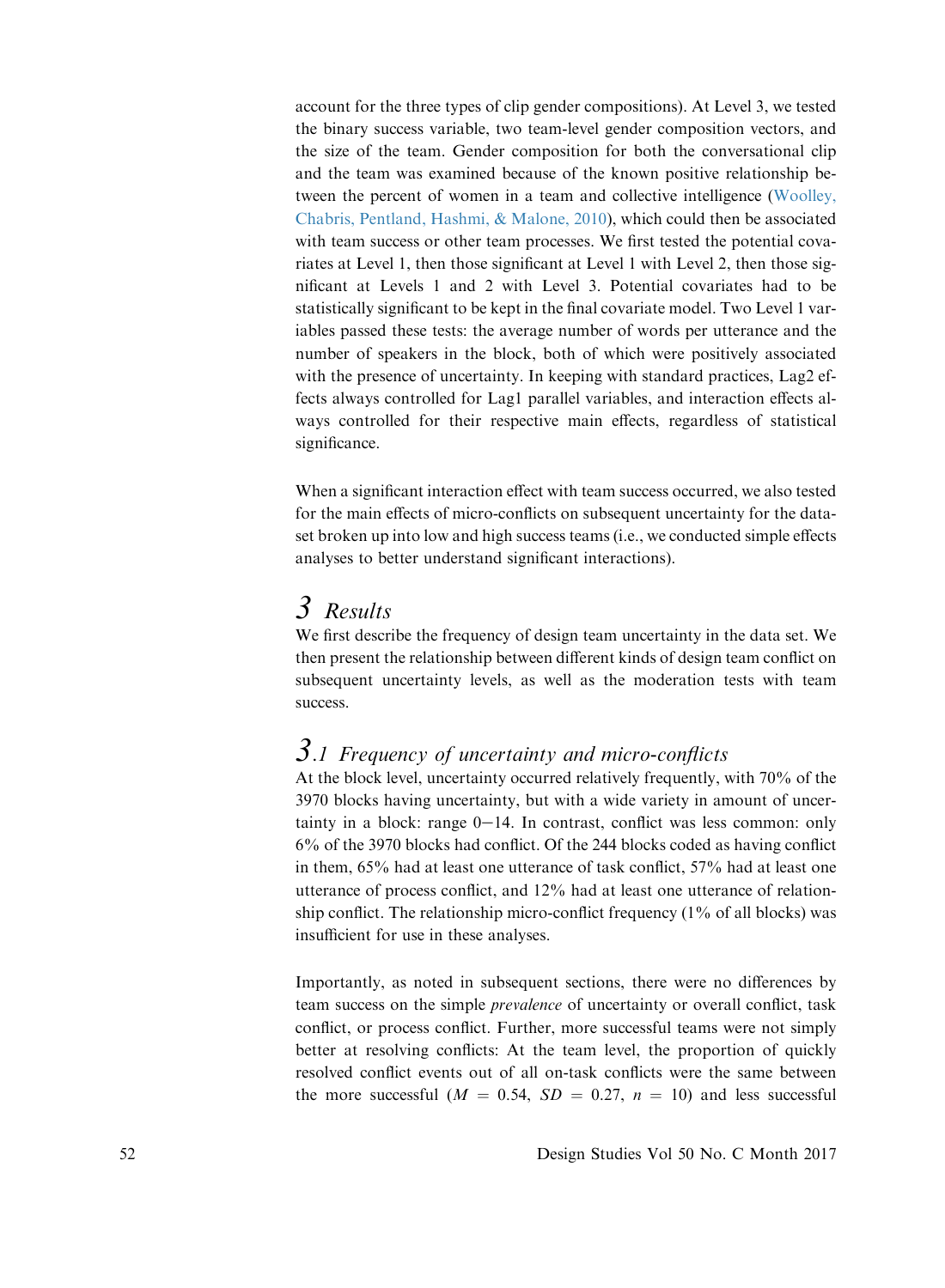account for the three types of clip gender compositions). At Level 3, we tested the binary success variable, two team-level gender composition vectors, and the size of the team. Gender composition for both the conversational clip and the team was examined because of the known positive relationship between the percent of women in a team and collective intelligence (Woolley, Chabris, Pentland, Hashmi, & Malone, 2010), which could then be associated with team success or other team processes. We first tested the potential covariates at Level 1, then those significant at Level 1 with Level 2, then those significant at Levels 1 and 2 with Level 3. Potential covariates had to be statistically significant to be kept in the final covariate model. Two Level 1 variables passed these tests: the average number of words per utterance and the number of speakers in the block, both of which were positively associated with the presence of uncertainty. In keeping with standard practices, Lag2 effects always controlled for Lag1 parallel variables, and interaction effects always controlled for their respective main effects, regardless of statistical significance.

When a significant interaction effect with team success occurred, we also tested for the main effects of micro-conflicts on subsequent uncertainty for the dataset broken up into low and high success teams (i.e., we conducted simple effects analyses to better understand significant interactions).

# 3 Results

We first describe the frequency of design team uncertainty in the data set. We then present the relationship between different kinds of design team conflict on subsequent uncertainty levels, as well as the moderation tests with team success.

## 3.1 Frequency of uncertainty and micro-conflicts

At the block level, uncertainty occurred relatively frequently, with 70% of the 3970 blocks having uncertainty, but with a wide variety in amount of uncertainty in a block: range 0–14. In contrast, conflict was less common: only 6% of the 3970 blocks had conflict. Of the 244 blocks coded as having conflict in them, 65% had at least one utterance of task conflict, 57% had at least one utterance of process conflict, and 12% had at least one utterance of relationship conflict. The relationship micro-conflict frequency (1% of all blocks) was insufficient for use in these analyses.

Importantly, as noted in subsequent sections, there were no differences by team success on the simple *prevalence* of uncertainty or overall conflict, task conflict, or process conflict. Further, more successful teams were not simply better at resolving conflicts: At the team level, the proportion of quickly resolved conflict events out of all on-task conflicts were the same between the more successful ($M = 0.54$, $SD = 0.27$, $n = 10$) and less successful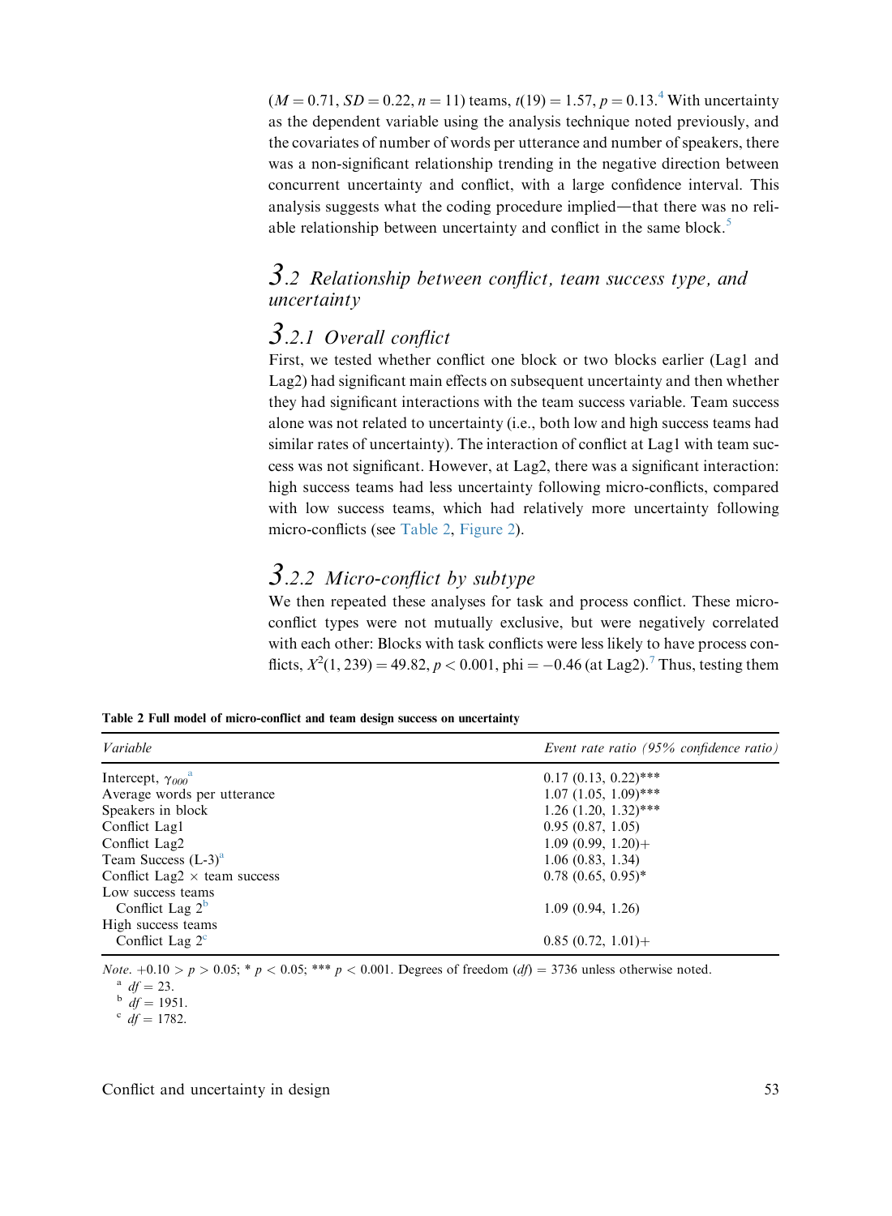($M = 0.71$, $SD = 0.22$, $n = 11$) teams, $t(19) = 1.57$, $p = 0.13$.[4] With uncertainty as the dependent variable using the analysis technique noted previously, and the covariates of number of words per utterance and number of speakers, there was a non-significant relationship trending in the negative direction between concurrent uncertainty and conflict, with a large confidence interval. This analysis suggests what the coding procedure implied—that there was no reliable relationship between uncertainty and conflict in the same block.[5]

## 3.2 *Relationship between conflict, team success type, and uncertainty*

### 3.2.1 *Overall conflict*

First, we tested whether conflict one block or two blocks earlier (Lag1 and Lag2) had significant main effects on subsequent uncertainty and then whether they had significant interactions with the team success variable. Team success alone was not related to uncertainty (i.e., both low and high success teams had similar rates of uncertainty). The interaction of conflict at Lag1 with team success was not significant. However, at Lag2, there was a significant interaction: high success teams had less uncertainty following micro-conflicts, compared with low success teams, which had relatively more uncertainty following micro-conflicts (see Table 2, Figure 2).

### 3.2.2 *Micro-conflict by subtype*

We then repeated these analyses for task and process conflict. These micro-conflict types were not mutually exclusive, but were negatively correlated with each other: Blocks with task conflicts were less likely to have process conflicts, $X^2(1, 239) = 49.82$, $p < 0.001$, phi $= -0.46$ (at Lag2).[7] Thus, testing them

**Table 2 Full model of micro-conflict and team design success on uncertainty**

| *Variable* | *Event rate ratio (95% confidence ratio)* |
|---|---|
| Intercept, $\gamma_{000}$[a] | 0.17 (0.13, 0.22)*** |
| Average words per utterance | 1.07 (1.05, 1.09)*** |
| Speakers in block | 1.26 (1.20, 1.32)*** |
| Conflict Lag1 | 0.95 (0.87, 1.05) |
| Conflict Lag2 | 1.09 (0.99, 1.20)+ |
| Team Success (L-3)[a] | 1.06 (0.83, 1.34) |
| Conflict Lag2 × team success | 0.78 (0.65, 0.95)* |
| Low success teams | |
| Conflict Lag 2[b] | 1.09 (0.94, 1.26) |
| High success teams | |
| Conflict Lag 2[c] | 0.85 (0.72, 1.01)+ |

*Note.* +0.10 > $p$ > 0.05; * $p < 0.05$; *** $p < 0.001$. Degrees of freedom ($df$) = 3736 unless otherwise noted.

[a] $df = 23$.

[b] $df = 1951$.

[c] $df = 1782$.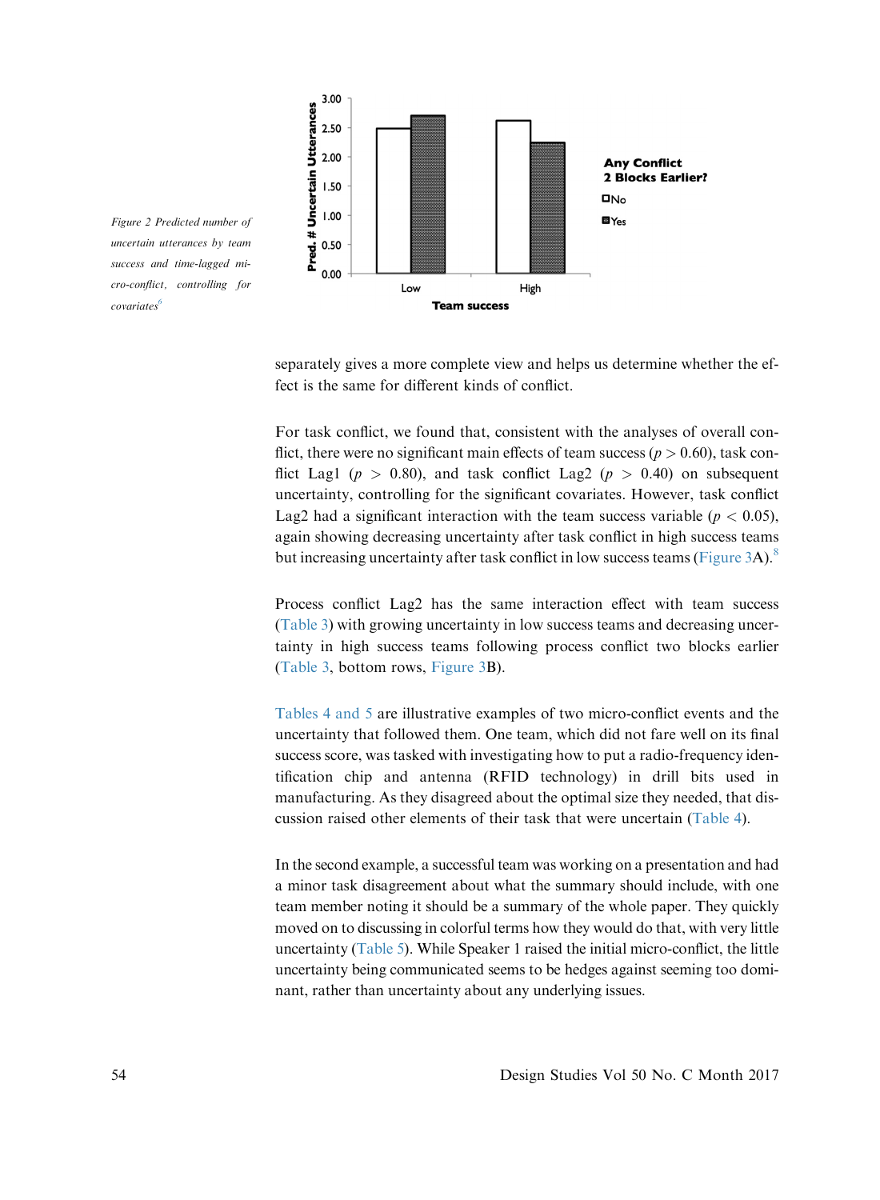Figure 2 Predicted number of uncertain utterances by team success and time-lagged micro-conflict, controlling for covariates[6]

separately gives a more complete view and helps us determine whether the effect is the same for different kinds of conflict.

For task conflict, we found that, consistent with the analyses of overall conflict, there were no significant main effects of team success ($p > 0.60$), task conflict Lag1 ($p > 0.80$), and task conflict Lag2 ($p > 0.40$) on subsequent uncertainty, controlling for the significant covariates. However, task conflict Lag2 had a significant interaction with the team success variable ($p < 0.05$), again showing decreasing uncertainty after task conflict in high success teams but increasing uncertainty after task conflict in low success teams (Figure 3A).[8]

Process conflict Lag2 has the same interaction effect with team success (Table 3) with growing uncertainty in low success teams and decreasing uncertainty in high success teams following process conflict two blocks earlier (Table 3, bottom rows, Figure 3B).

Tables 4 and 5 are illustrative examples of two micro-conflict events and the uncertainty that followed them. One team, which did not fare well on its final success score, was tasked with investigating how to put a radio-frequency identification chip and antenna (RFID technology) in drill bits used in manufacturing. As they disagreed about the optimal size they needed, that discussion raised other elements of their task that were uncertain (Table 4).

In the second example, a successful team was working on a presentation and had a minor task disagreement about what the summary should include, with one team member noting it should be a summary of the whole paper. They quickly moved on to discussing in colorful terms how they would do that, with very little uncertainty (Table 5). While Speaker 1 raised the initial micro-conflict, the little uncertainty being communicated seems to be hedges against seeming too dominant, rather than uncertainty about any underlying issues.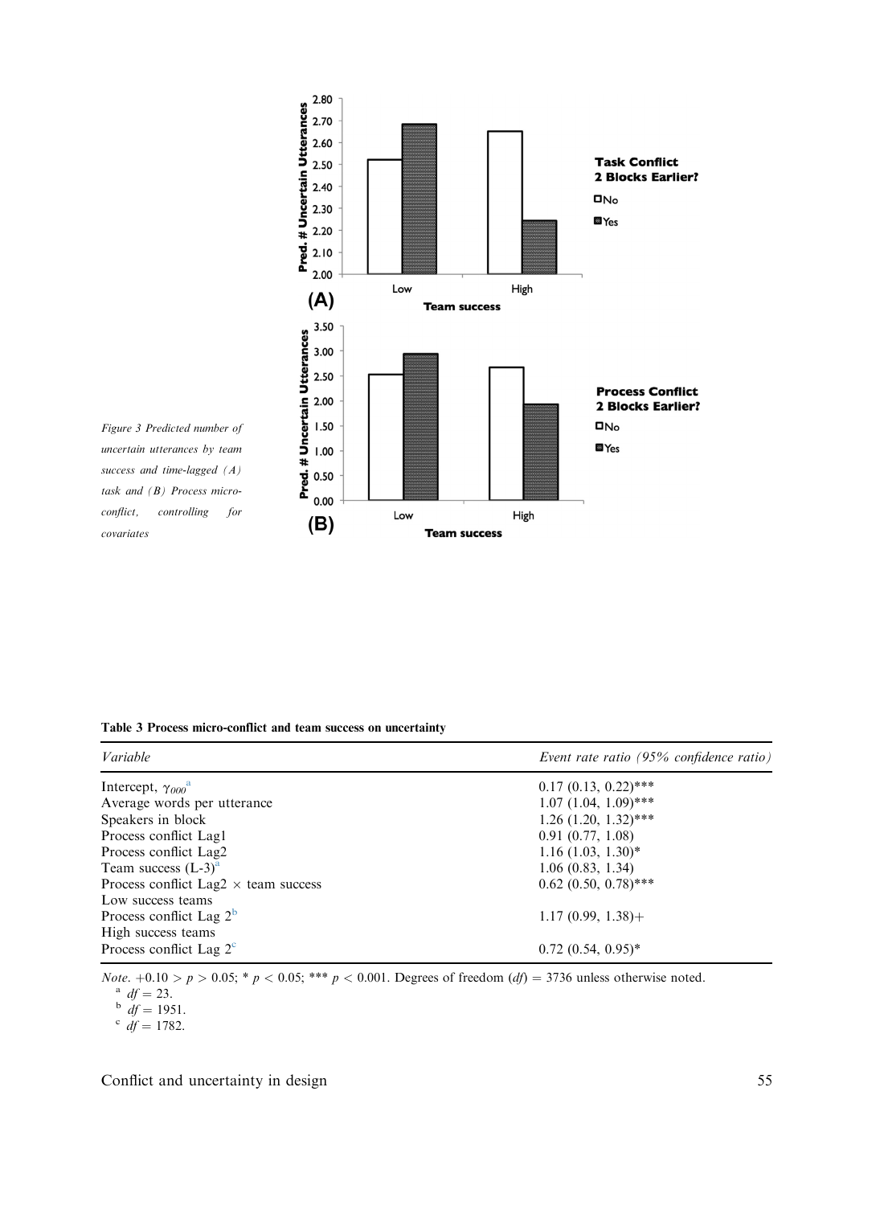Figure 3 Predicted number of uncertain utterances by team success and time-lagged (A) task and (B) Process micro-conflict, controlling for covariates

**Table 3 Process micro-conflict and team success on uncertainty**

| *Variable* | *Event rate ratio (95% confidence ratio)* |
| --- | --- |
| Intercept, $\gamma_{000}$[a] | 0.17 (0.13, 0.22)*** |
| Average words per utterance | 1.07 (1.04, 1.09)*** |
| Speakers in block | 1.26 (1.20, 1.32)*** |
| Process conflict Lag1 | 0.91 (0.77, 1.08) |
| Process conflict Lag2 | 1.16 (1.03, 1.30)* |
| Team success (L-3)[a] | 1.06 (0.83, 1.34) |
| Process conflict Lag2 × team success | 0.62 (0.50, 0.78)*** |
| Low success teams | |
| Process conflict Lag 2[b] | 1.17 (0.99, 1.38)+ |
| High success teams | |
| Process conflict Lag 2[c] | 0.72 (0.54, 0.95)* |

*Note*. $+0.10 > p > 0.05$; * $p < 0.05$; *** $p < 0.001$. Degrees of freedom ($df$) = 3736 unless otherwise noted.

[a] $df = 23$.

[b] $df = 1951$.

[c] $df = 1782$.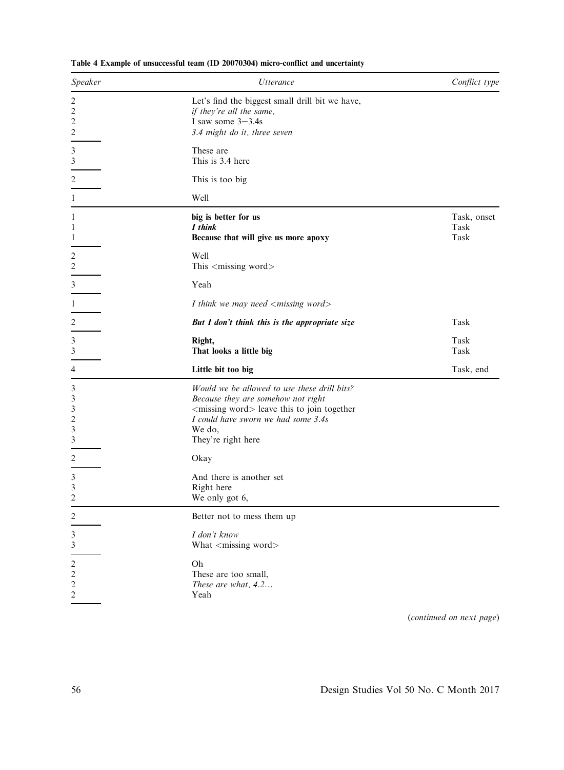**Table 4 Example of unsuccessful team (ID 20070304) micro-conflict and uncertainty**

| *Speaker* | *Utterance* | *Conflict type* |
|---|---|---|
| 2 | Let's find the biggest small drill bit we have, | |
| 2 | *if they're all the same,* | |
| 2 | I saw some 3–3.4s | |
| 2 | *3.4 might do it, three seven* | |
| 3 | These are | |
| 3 | This is 3.4 here | |
| 2 | This is too big | |
| 1 | Well | |
| 1 | **big is better for us** | Task, onset |
| 1 | ***I think*** | Task |
| 1 | **Because that will give us more apoxy** | Task |
| 2 | Well | |
| 2 | This <missing word> | |
| 3 | Yeah | |
| 1 | *I think we may need <missing word>* | |
| 2 | ***But I don't think this is the appropriate size*** | Task |
| 3 | **Right,** | Task |
| 3 | **That looks a little big** | Task |
| 4 | **Little bit too big** | Task, end |
| 3 | *Would we be allowed to use these drill bits?* | |
| 3 | *Because they are somehow not right* | |
| 3 | <missing word> leave this to join together | |
| 2 | *I could have sworn we had some 3.4s* | |
| 3 | We do, | |
| 3 | They're right here | |
| 2 | Okay | |
| 3 | And there is another set | |
| 3 | Right here | |
| 2 | We only got 6, | |
| 2 | Better not to mess them up | |
| 3 | *I don't know* | |
| 3 | What <missing word> | |
| 2 | Oh | |
| 2 | These are too small, | |
| 2 | *These are what, 4.2…* | |
| 2 | Yeah | |

(*continued on next page*)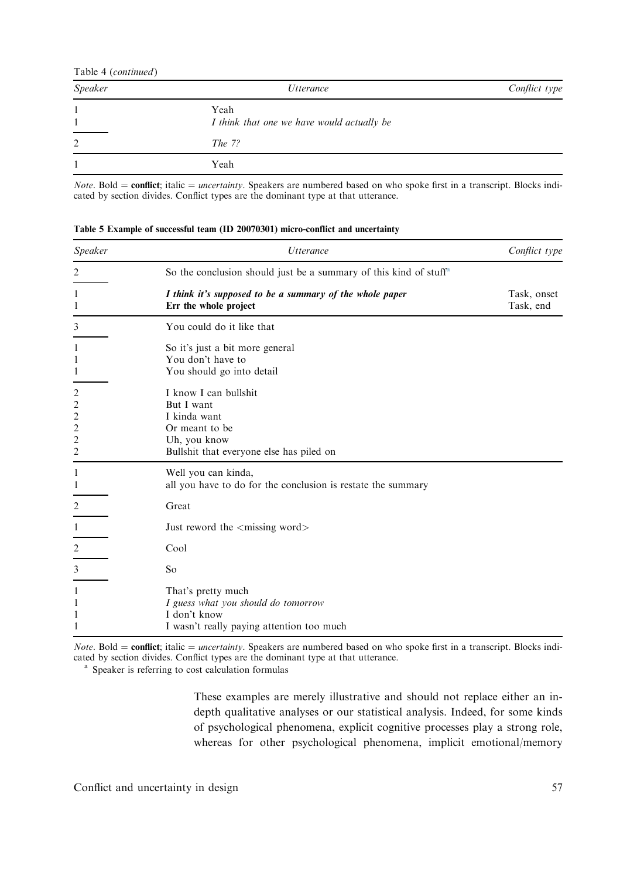Table 4 (*continued*)

| Speaker | Utterance | Conflict type |
|---|---|---|
| 1 | Yeah | |
| 1 | *I think that one we have would actually be* | |
| 2 | *The 7?* | |
| 1 | Yeah | |

*Note*. Bold = **conflict**; italic = *uncertainty*. Speakers are numbered based on who spoke first in a transcript. Blocks indicated by section divides. Conflict types are the dominant type at that utterance.

**Table 5 Example of successful team (ID 20070301) micro-conflict and uncertainty**

| Speaker | Utterance | Conflict type |
|---|---|---|
| 2 | So the conclusion should just be a summary of this kind of stuff[a] | |
| 1 | ***I think it's supposed to be a summary of the whole paper*** | Task, onset |
| 1 | **Err the whole project** | Task, end |
| 3 | You could do it like that | |
| 1 | So it's just a bit more general | |
| 1 | You don't have to | |
| 1 | You should go into detail | |
| 2 | I know I can bullshit | |
| 2 | But I want | |
| 2 | I kinda want | |
| 2 | Or meant to be | |
| 2 | Uh, you know | |
| 2 | Bullshit that everyone else has piled on | |
| 1 | Well you can kinda, | |
| 1 | all you have to do for the conclusion is restate the summary | |
| 2 | Great | |
| 1 | Just reword the <missing word> | |
| 2 | Cool | |
| 3 | So | |
| 1 | That's pretty much | |
| 1 | *I guess what you should do tomorrow* | |
| 1 | I don't know | |
| 1 | I wasn't really paying attention too much | |

*Note*. Bold = **conflict**; italic = *uncertainty*. Speakers are numbered based on who spoke first in a transcript. Blocks indicated by section divides. Conflict types are the dominant type at that utterance.

[a] Speaker is referring to cost calculation formulas

These examples are merely illustrative and should not replace either an in-depth qualitative analyses or our statistical analysis. Indeed, for some kinds of psychological phenomena, explicit cognitive processes play a strong role, whereas for other psychological phenomena, implicit emotional/memory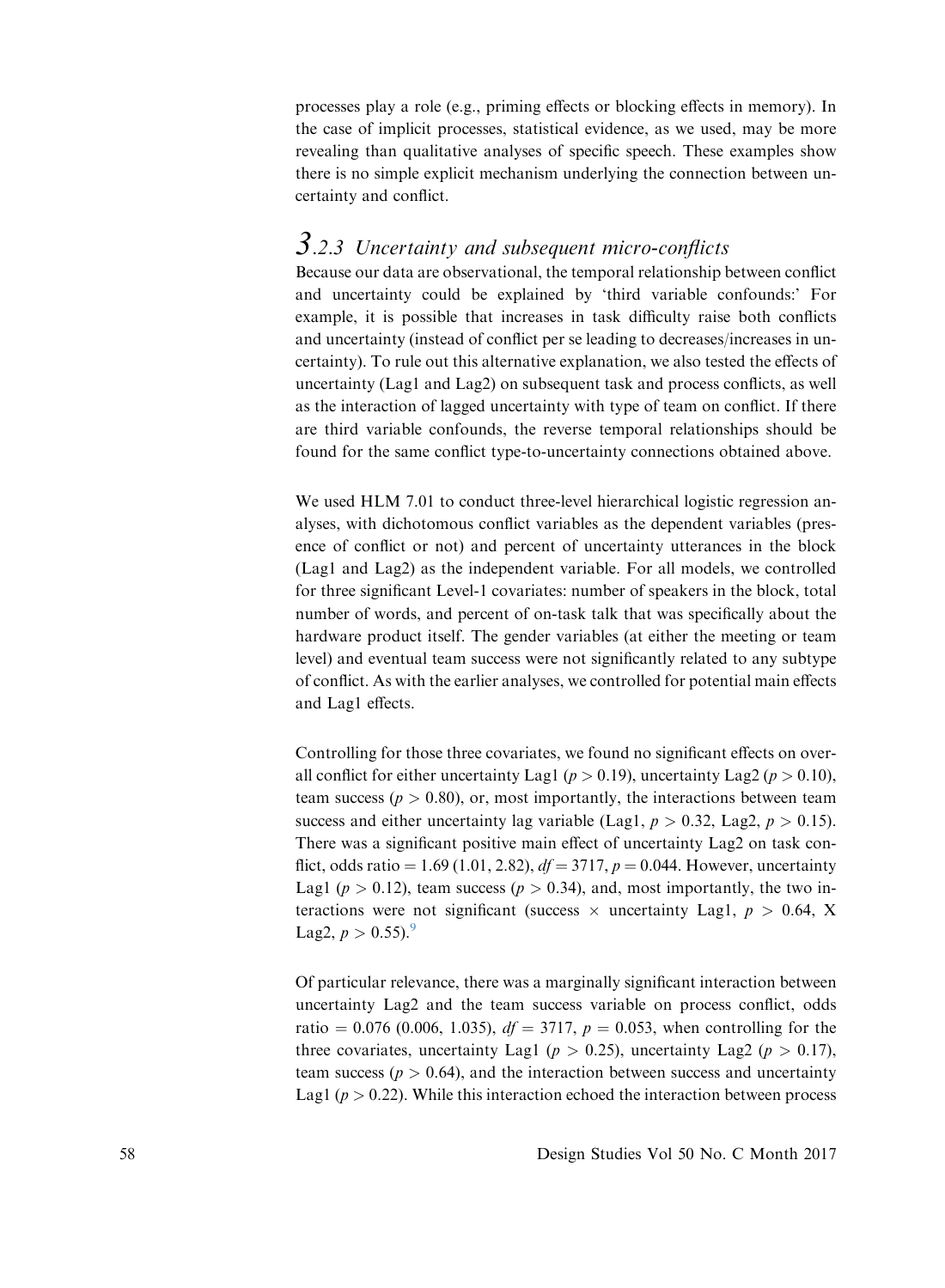processes play a role (e.g., priming effects or blocking effects in memory). In the case of implicit processes, statistical evidence, as we used, may be more revealing than qualitative analyses of specific speech. These examples show there is no simple explicit mechanism underlying the connection between uncertainty and conflict.

### 3.2.3 Uncertainty and subsequent micro-conflicts

Because our data are observational, the temporal relationship between conflict and uncertainty could be explained by 'third variable confounds:' For example, it is possible that increases in task difficulty raise both conflicts and uncertainty (instead of conflict per se leading to decreases/increases in uncertainty). To rule out this alternative explanation, we also tested the effects of uncertainty (Lag1 and Lag2) on subsequent task and process conflicts, as well as the interaction of lagged uncertainty with type of team on conflict. If there are third variable confounds, the reverse temporal relationships should be found for the same conflict type-to-uncertainty connections obtained above.

We used HLM 7.01 to conduct three-level hierarchical logistic regression analyses, with dichotomous conflict variables as the dependent variables (presence of conflict or not) and percent of uncertainty utterances in the block (Lag1 and Lag2) as the independent variable. For all models, we controlled for three significant Level-1 covariates: number of speakers in the block, total number of words, and percent of on-task talk that was specifically about the hardware product itself. The gender variables (at either the meeting or team level) and eventual team success were not significantly related to any subtype of conflict. As with the earlier analyses, we controlled for potential main effects and Lag1 effects.

Controlling for those three covariates, we found no significant effects on overall conflict for either uncertainty Lag1 ($p > 0.19$), uncertainty Lag2 ($p > 0.10$), team success ($p > 0.80$), or, most importantly, the interactions between team success and either uncertainty lag variable (Lag1, $p > 0.32$, Lag2, $p > 0.15$). There was a significant positive main effect of uncertainty Lag2 on task conflict, odds ratio = 1.69 (1.01, 2.82), $df = 3717$, $p = 0.044$. However, uncertainty Lag1 ($p > 0.12$), team success ($p > 0.34$), and, most importantly, the two interactions were not significant (success × uncertainty Lag1, $p > 0.64$, X Lag2, $p > 0.55$).[9]

Of particular relevance, there was a marginally significant interaction between uncertainty Lag2 and the team success variable on process conflict, odds ratio = 0.076 (0.006, 1.035), $df = 3717$, $p = 0.053$, when controlling for the three covariates, uncertainty Lag1 ($p > 0.25$), uncertainty Lag2 ($p > 0.17$), team success ($p > 0.64$), and the interaction between success and uncertainty Lag1 ($p > 0.22$). While this interaction echoed the interaction between process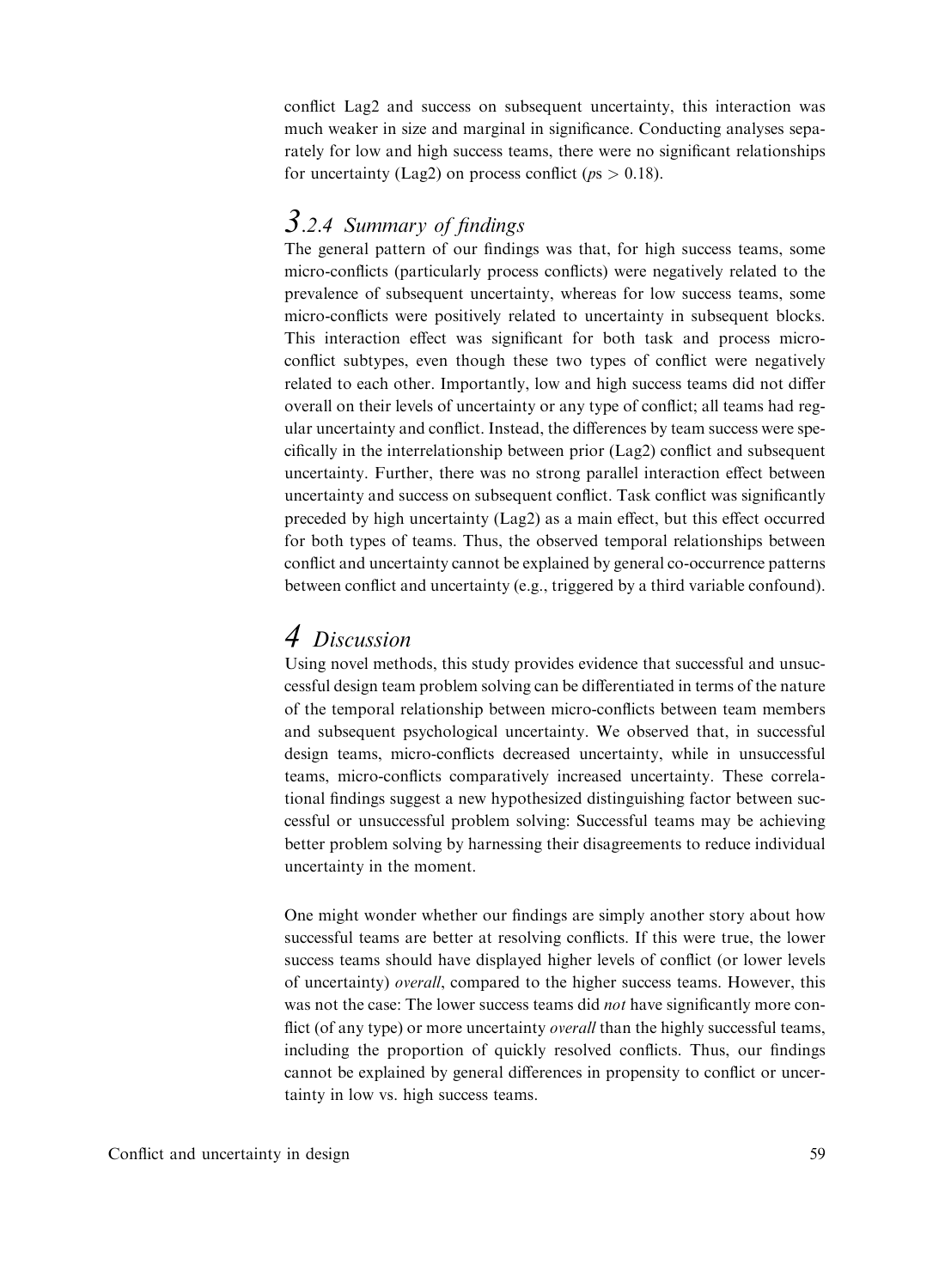conflict Lag2 and success on subsequent uncertainty, this interaction was much weaker in size and marginal in significance. Conducting analyses separately for low and high success teams, there were no significant relationships for uncertainty (Lag2) on process conflict ($ps > 0.18$).

### 3.2.4 Summary of findings

The general pattern of our findings was that, for high success teams, some micro-conflicts (particularly process conflicts) were negatively related to the prevalence of subsequent uncertainty, whereas for low success teams, some micro-conflicts were positively related to uncertainty in subsequent blocks. This interaction effect was significant for both task and process micro-conflict subtypes, even though these two types of conflict were negatively related to each other. Importantly, low and high success teams did not differ overall on their levels of uncertainty or any type of conflict; all teams had regular uncertainty and conflict. Instead, the differences by team success were specifically in the interrelationship between prior (Lag2) conflict and subsequent uncertainty. Further, there was no strong parallel interaction effect between uncertainty and success on subsequent conflict. Task conflict was significantly preceded by high uncertainty (Lag2) as a main effect, but this effect occurred for both types of teams. Thus, the observed temporal relationships between conflict and uncertainty cannot be explained by general co-occurrence patterns between conflict and uncertainty (e.g., triggered by a third variable confound).

## 4 Discussion

Using novel methods, this study provides evidence that successful and unsuccessful design team problem solving can be differentiated in terms of the nature of the temporal relationship between micro-conflicts between team members and subsequent psychological uncertainty. We observed that, in successful design teams, micro-conflicts decreased uncertainty, while in unsuccessful teams, micro-conflicts comparatively increased uncertainty. These correlational findings suggest a new hypothesized distinguishing factor between successful or unsuccessful problem solving: Successful teams may be achieving better problem solving by harnessing their disagreements to reduce individual uncertainty in the moment.

One might wonder whether our findings are simply another story about how successful teams are better at resolving conflicts. If this were true, the lower success teams should have displayed higher levels of conflict (or lower levels of uncertainty) *overall*, compared to the higher success teams. However, this was not the case: The lower success teams did *not* have significantly more conflict (of any type) or more uncertainty *overall* than the highly successful teams, including the proportion of quickly resolved conflicts. Thus, our findings cannot be explained by general differences in propensity to conflict or uncertainty in low vs. high success teams.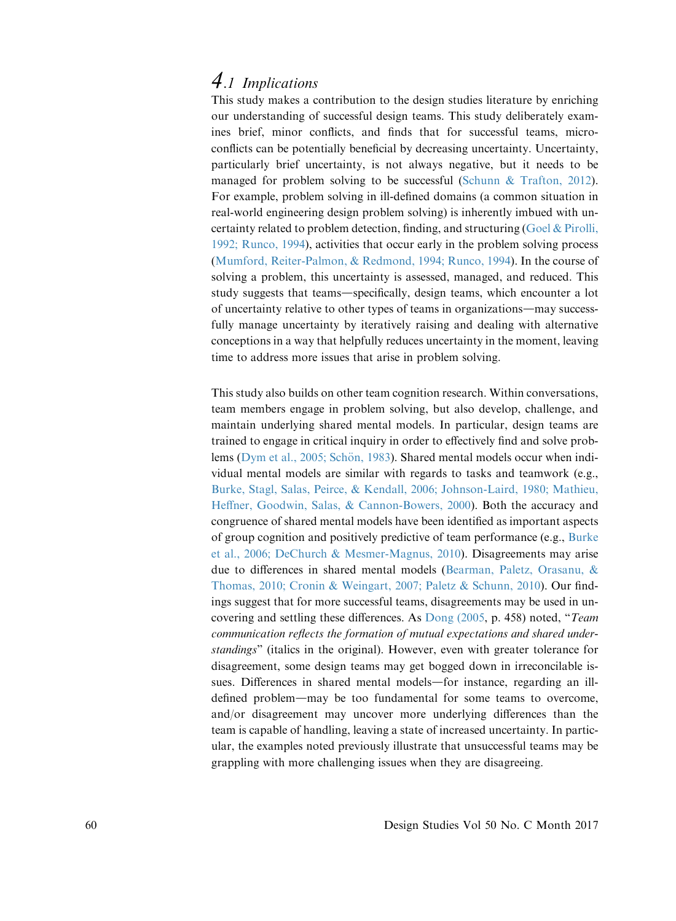## 4.1 Implications

This study makes a contribution to the design studies literature by enriching our understanding of successful design teams. This study deliberately examines brief, minor conflicts, and finds that for successful teams, micro-conflicts can be potentially beneficial by decreasing uncertainty. Uncertainty, particularly brief uncertainty, is not always negative, but it needs to be managed for problem solving to be successful (Schunn & Trafton, 2012). For example, problem solving in ill-defined domains (a common situation in real-world engineering design problem solving) is inherently imbued with uncertainty related to problem detection, finding, and structuring (Goel & Pirolli, 1992; Runco, 1994), activities that occur early in the problem solving process (Mumford, Reiter-Palmon, & Redmond, 1994; Runco, 1994). In the course of solving a problem, this uncertainty is assessed, managed, and reduced. This study suggests that teams—specifically, design teams, which encounter a lot of uncertainty relative to other types of teams in organizations—may successfully manage uncertainty by iteratively raising and dealing with alternative conceptions in a way that helpfully reduces uncertainty in the moment, leaving time to address more issues that arise in problem solving.

This study also builds on other team cognition research. Within conversations, team members engage in problem solving, but also develop, challenge, and maintain underlying shared mental models. In particular, design teams are trained to engage in critical inquiry in order to effectively find and solve problems (Dym et al., 2005; Schön, 1983). Shared mental models occur when individual mental models are similar with regards to tasks and teamwork (e.g., Burke, Stagl, Salas, Peirce, & Kendall, 2006; Johnson-Laird, 1980; Mathieu, Heffner, Goodwin, Salas, & Cannon-Bowers, 2000). Both the accuracy and congruence of shared mental models have been identified as important aspects of group cognition and positively predictive of team performance (e.g., Burke et al., 2006; DeChurch & Mesmer-Magnus, 2010). Disagreements may arise due to differences in shared mental models (Bearman, Paletz, Orasanu, & Thomas, 2010; Cronin & Weingart, 2007; Paletz & Schunn, 2010). Our findings suggest that for more successful teams, disagreements may be used in uncovering and settling these differences. As Dong (2005, p. 458) noted, "*Team communication reflects the formation of mutual expectations and shared understandings*" (italics in the original). However, even with greater tolerance for disagreement, some design teams may get bogged down in irreconcilable issues. Differences in shared mental models—for instance, regarding an ill-defined problem—may be too fundamental for some teams to overcome, and/or disagreement may uncover more underlying differences than the team is capable of handling, leaving a state of increased uncertainty. In particular, the examples noted previously illustrate that unsuccessful teams may be grappling with more challenging issues when they are disagreeing.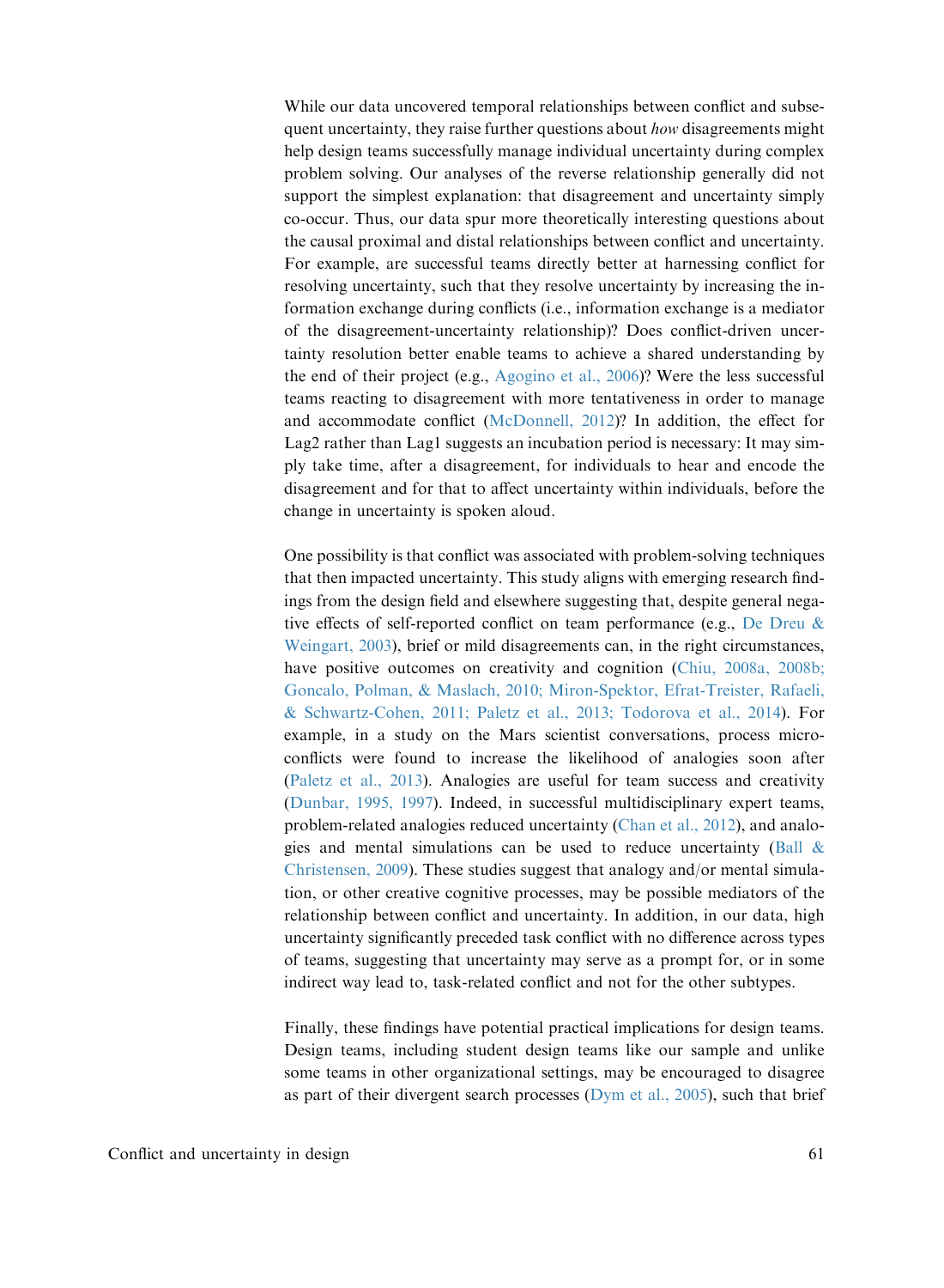While our data uncovered temporal relationships between conflict and subsequent uncertainty, they raise further questions about *how* disagreements might help design teams successfully manage individual uncertainty during complex problem solving. Our analyses of the reverse relationship generally did not support the simplest explanation: that disagreement and uncertainty simply co-occur. Thus, our data spur more theoretically interesting questions about the causal proximal and distal relationships between conflict and uncertainty. For example, are successful teams directly better at harnessing conflict for resolving uncertainty, such that they resolve uncertainty by increasing the information exchange during conflicts (i.e., information exchange is a mediator of the disagreement-uncertainty relationship)? Does conflict-driven uncertainty resolution better enable teams to achieve a shared understanding by the end of their project (e.g., Agogino et al., 2006)? Were the less successful teams reacting to disagreement with more tentativeness in order to manage and accommodate conflict (McDonnell, 2012)? In addition, the effect for Lag2 rather than Lag1 suggests an incubation period is necessary: It may simply take time, after a disagreement, for individuals to hear and encode the disagreement and for that to affect uncertainty within individuals, before the change in uncertainty is spoken aloud.

One possibility is that conflict was associated with problem-solving techniques that then impacted uncertainty. This study aligns with emerging research findings from the design field and elsewhere suggesting that, despite general negative effects of self-reported conflict on team performance (e.g., De Dreu & Weingart, 2003), brief or mild disagreements can, in the right circumstances, have positive outcomes on creativity and cognition (Chiu, 2008a, 2008b; Goncalo, Polman, & Maslach, 2010; Miron-Spektor, Efrat-Treister, Rafaeli, & Schwartz-Cohen, 2011; Paletz et al., 2013; Todorova et al., 2014). For example, in a study on the Mars scientist conversations, process micro-conflicts were found to increase the likelihood of analogies soon after (Paletz et al., 2013). Analogies are useful for team success and creativity (Dunbar, 1995, 1997). Indeed, in successful multidisciplinary expert teams, problem-related analogies reduced uncertainty (Chan et al., 2012), and analogies and mental simulations can be used to reduce uncertainty (Ball & Christensen, 2009). These studies suggest that analogy and/or mental simulation, or other creative cognitive processes, may be possible mediators of the relationship between conflict and uncertainty. In addition, in our data, high uncertainty significantly preceded task conflict with no difference across types of teams, suggesting that uncertainty may serve as a prompt for, or in some indirect way lead to, task-related conflict and not for the other subtypes.

Finally, these findings have potential practical implications for design teams. Design teams, including student design teams like our sample and unlike some teams in other organizational settings, may be encouraged to disagree as part of their divergent search processes (Dym et al., 2005), such that brief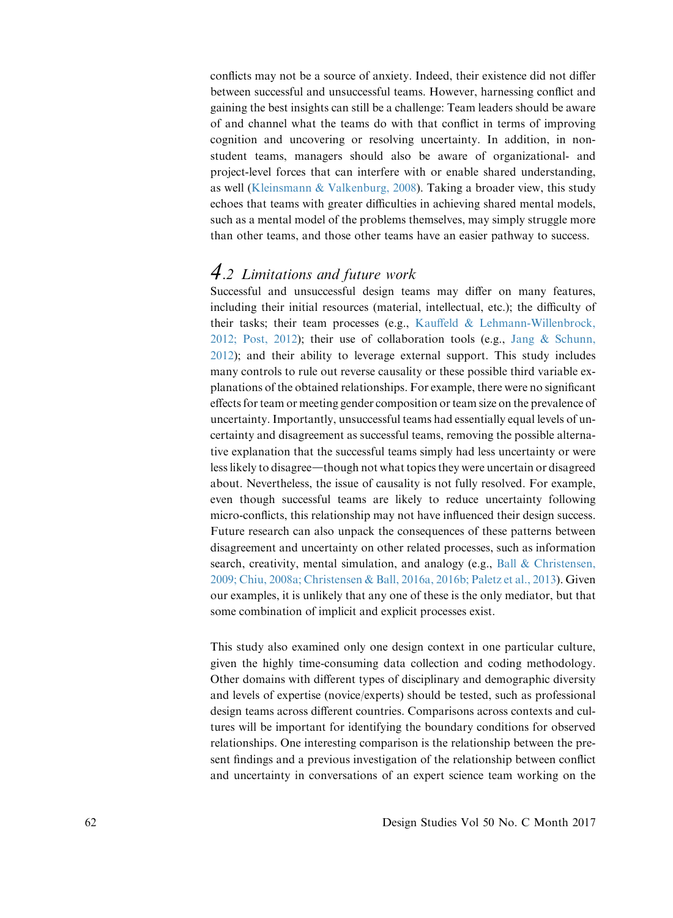conflicts may not be a source of anxiety. Indeed, their existence did not differ between successful and unsuccessful teams. However, harnessing conflict and gaining the best insights can still be a challenge: Team leaders should be aware of and channel what the teams do with that conflict in terms of improving cognition and uncovering or resolving uncertainty. In addition, in non-student teams, managers should also be aware of organizational- and project-level forces that can interfere with or enable shared understanding, as well (Kleinsmann & Valkenburg, 2008). Taking a broader view, this study echoes that teams with greater difficulties in achieving shared mental models, such as a mental model of the problems themselves, may simply struggle more than other teams, and those other teams have an easier pathway to success.

## 4.2 Limitations and future work

Successful and unsuccessful design teams may differ on many features, including their initial resources (material, intellectual, etc.); the difficulty of their tasks; their team processes (e.g., Kauffeld & Lehmann-Willenbrock, 2012; Post, 2012); their use of collaboration tools (e.g., Jang & Schunn, 2012); and their ability to leverage external support. This study includes many controls to rule out reverse causality or these possible third variable explanations of the obtained relationships. For example, there were no significant effects for team or meeting gender composition or team size on the prevalence of uncertainty. Importantly, unsuccessful teams had essentially equal levels of uncertainty and disagreement as successful teams, removing the possible alternative explanation that the successful teams simply had less uncertainty or were less likely to disagree—though not what topics they were uncertain or disagreed about. Nevertheless, the issue of causality is not fully resolved. For example, even though successful teams are likely to reduce uncertainty following micro-conflicts, this relationship may not have influenced their design success. Future research can also unpack the consequences of these patterns between disagreement and uncertainty on other related processes, such as information search, creativity, mental simulation, and analogy (e.g., Ball & Christensen, 2009; Chiu, 2008a; Christensen & Ball, 2016a, 2016b; Paletz et al., 2013). Given our examples, it is unlikely that any one of these is the only mediator, but that some combination of implicit and explicit processes exist.

This study also examined only one design context in one particular culture, given the highly time-consuming data collection and coding methodology. Other domains with different types of disciplinary and demographic diversity and levels of expertise (novice/experts) should be tested, such as professional design teams across different countries. Comparisons across contexts and cultures will be important for identifying the boundary conditions for observed relationships. One interesting comparison is the relationship between the present findings and a previous investigation of the relationship between conflict and uncertainty in conversations of an expert science team working on the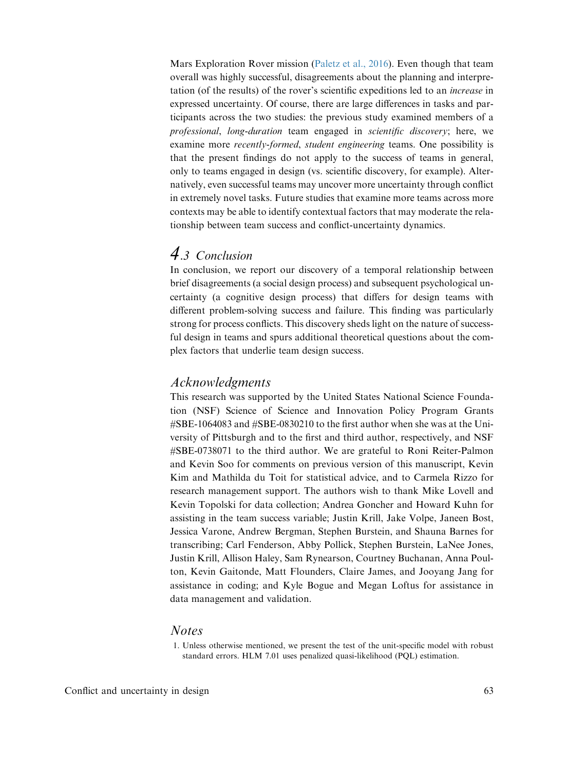Mars Exploration Rover mission (Paletz et al., 2016). Even though that team overall was highly successful, disagreements about the planning and interpretation (of the results) of the rover's scientific expeditions led to an *increase* in expressed uncertainty. Of course, there are large differences in tasks and participants across the two studies: the previous study examined members of a *professional*, *long-duration* team engaged in *scientific discovery*; here, we examine more *recently-formed*, *student engineering* teams. One possibility is that the present findings do not apply to the success of teams in general, only to teams engaged in design (vs. scientific discovery, for example). Alternatively, even successful teams may uncover more uncertainty through conflict in extremely novel tasks. Future studies that examine more teams across more contexts may be able to identify contextual factors that may moderate the relationship between team success and conflict-uncertainty dynamics.

## 4.3 Conclusion

In conclusion, we report our discovery of a temporal relationship between brief disagreements (a social design process) and subsequent psychological uncertainty (a cognitive design process) that differs for design teams with different problem-solving success and failure. This finding was particularly strong for process conflicts. This discovery sheds light on the nature of successful design in teams and spurs additional theoretical questions about the complex factors that underlie team design success.

## Acknowledgments

This research was supported by the United States National Science Foundation (NSF) Science of Science and Innovation Policy Program Grants #SBE-1064083 and #SBE-0830210 to the first author when she was at the University of Pittsburgh and to the first and third author, respectively, and NSF #SBE-0738071 to the third author. We are grateful to Roni Reiter-Palmon and Kevin Soo for comments on previous version of this manuscript, Kevin Kim and Mathilda du Toit for statistical advice, and to Carmela Rizzo for research management support. The authors wish to thank Mike Lovell and Kevin Topolski for data collection; Andrea Goncher and Howard Kuhn for assisting in the team success variable; Justin Krill, Jake Volpe, Janeen Bost, Jessica Varone, Andrew Bergman, Stephen Burstein, and Shauna Barnes for transcribing; Carl Fenderson, Abby Pollick, Stephen Burstein, LaNee Jones, Justin Krill, Allison Haley, Sam Rynearson, Courtney Buchanan, Anna Poulton, Kevin Gaitonde, Matt Flounders, Claire James, and Jooyang Jang for assistance in coding; and Kyle Bogue and Megan Loftus for assistance in data management and validation.

## Notes

1. Unless otherwise mentioned, we present the test of the unit-specific model with robust standard errors. HLM 7.01 uses penalized quasi-likelihood (PQL) estimation.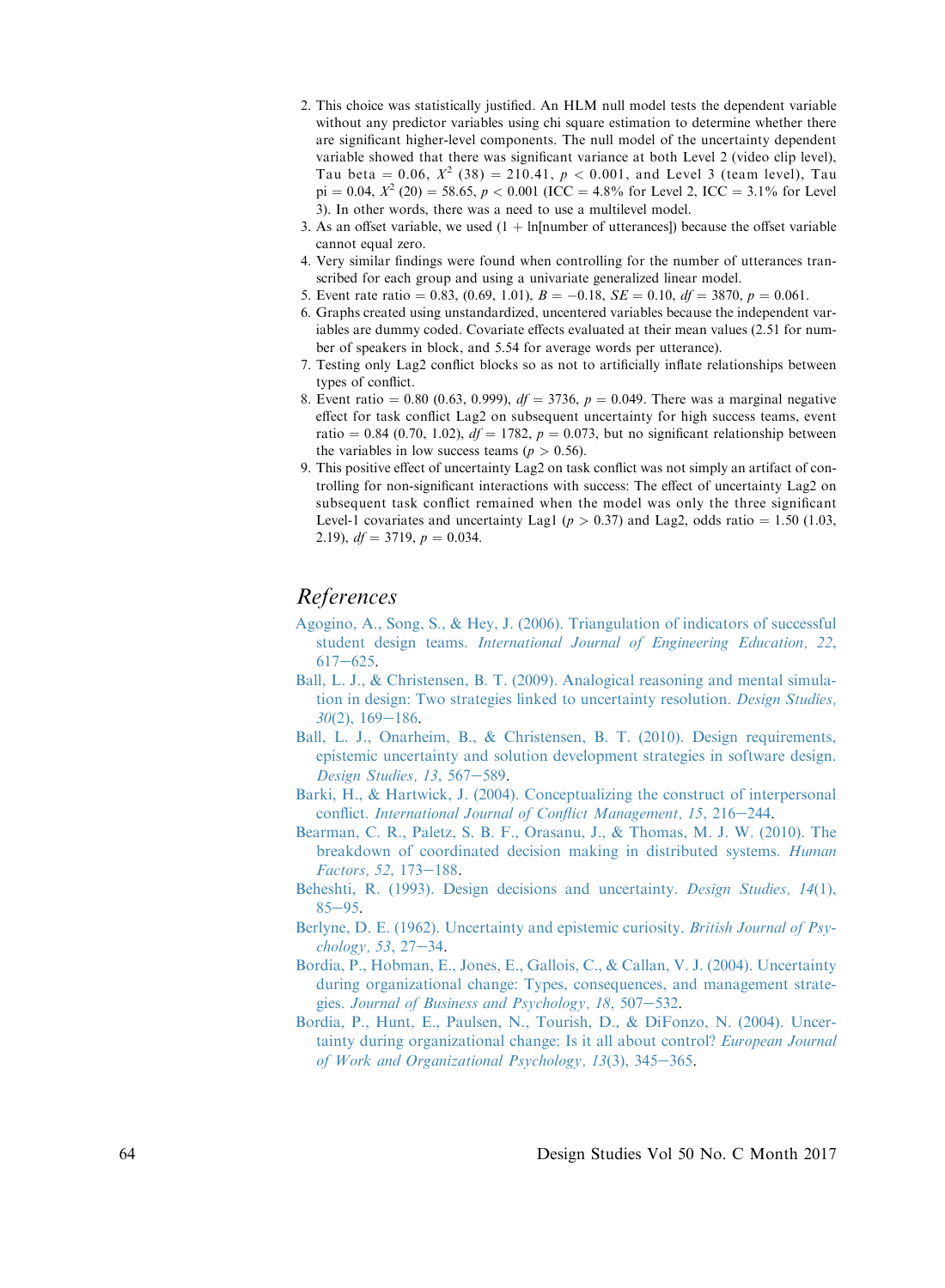2. This choice was statistically justified. An HLM null model tests the dependent variable without any predictor variables using chi square estimation to determine whether there are significant higher-level components. The null model of the uncertainty dependent variable showed that there was significant variance at both Level 2 (video clip level), Tau beta = 0.06, $X^2$ (38) = 210.41, $p < 0.001$, and Level 3 (team level), Tau pi = 0.04, $X^2$ (20) = 58.65, $p < 0.001$ (ICC = 4.8% for Level 2, ICC = 3.1% for Level 3). In other words, there was a need to use a multilevel model.
3. As an offset variable, we used (1 + ln[number of utterances]) because the offset variable cannot equal zero.
4. Very similar findings were found when controlling for the number of utterances transcribed for each group and using a univariate generalized linear model.
5. Event rate ratio = 0.83, (0.69, 1.01), $B = -0.18$, $SE = 0.10$, $df = 3870$, $p = 0.061$.
6. Graphs created using unstandardized, uncentered variables because the independent variables are dummy coded. Covariate effects evaluated at their mean values (2.51 for number of speakers in block, and 5.54 for average words per utterance).
7. Testing only Lag2 conflict blocks so as not to artificially inflate relationships between types of conflict.
8. Event ratio = 0.80 (0.63, 0.999), $df = 3736$, $p = 0.049$. There was a marginal negative effect for task conflict Lag2 on subsequent uncertainty for high success teams, event ratio = 0.84 (0.70, 1.02), $df = 1782$, $p = 0.073$, but no significant relationship between the variables in low success teams ($p > 0.56$).
9. This positive effect of uncertainty Lag2 on task conflict was not simply an artifact of controlling for non-significant interactions with success: The effect of uncertainty Lag2 on subsequent task conflict remained when the model was only the three significant Level-1 covariates and uncertainty Lag1 ($p > 0.37$) and Lag2, odds ratio = 1.50 (1.03, 2.19), $df = 3719$, $p = 0.034$.

## References

Agogino, A., Song, S., & Hey, J. (2006). Triangulation of indicators of successful student design teams. *International Journal of Engineering Education, 22*, 617–625.

Ball, L. J., & Christensen, B. T. (2009). Analogical reasoning and mental simulation in design: Two strategies linked to uncertainty resolution. *Design Studies, 30*(2), 169–186.

Ball, L. J., Onarheim, B., & Christensen, B. T. (2010). Design requirements, epistemic uncertainty and solution development strategies in software design. *Design Studies, 13*, 567–589.

Barki, H., & Hartwick, J. (2004). Conceptualizing the construct of interpersonal conflict. *International Journal of Conflict Management, 15*, 216–244.

Bearman, C. R., Paletz, S. B. F., Orasanu, J., & Thomas, M. J. W. (2010). The breakdown of coordinated decision making in distributed systems. *Human Factors, 52*, 173–188.

Beheshti, R. (1993). Design decisions and uncertainty. *Design Studies, 14*(1), 85–95.

Berlyne, D. E. (1962). Uncertainty and epistemic curiosity. *British Journal of Psychology, 53*, 27–34.

Bordia, P., Hobman, E., Jones, E., Gallois, C., & Callan, V. J. (2004). Uncertainty during organizational change: Types, consequences, and management strategies. *Journal of Business and Psychology, 18*, 507–532.

Bordia, P., Hunt, E., Paulsen, N., Tourish, D., & DiFonzo, N. (2004). Uncertainty during organizational change: Is it all about control? *European Journal of Work and Organizational Psychology, 13*(3), 345–365.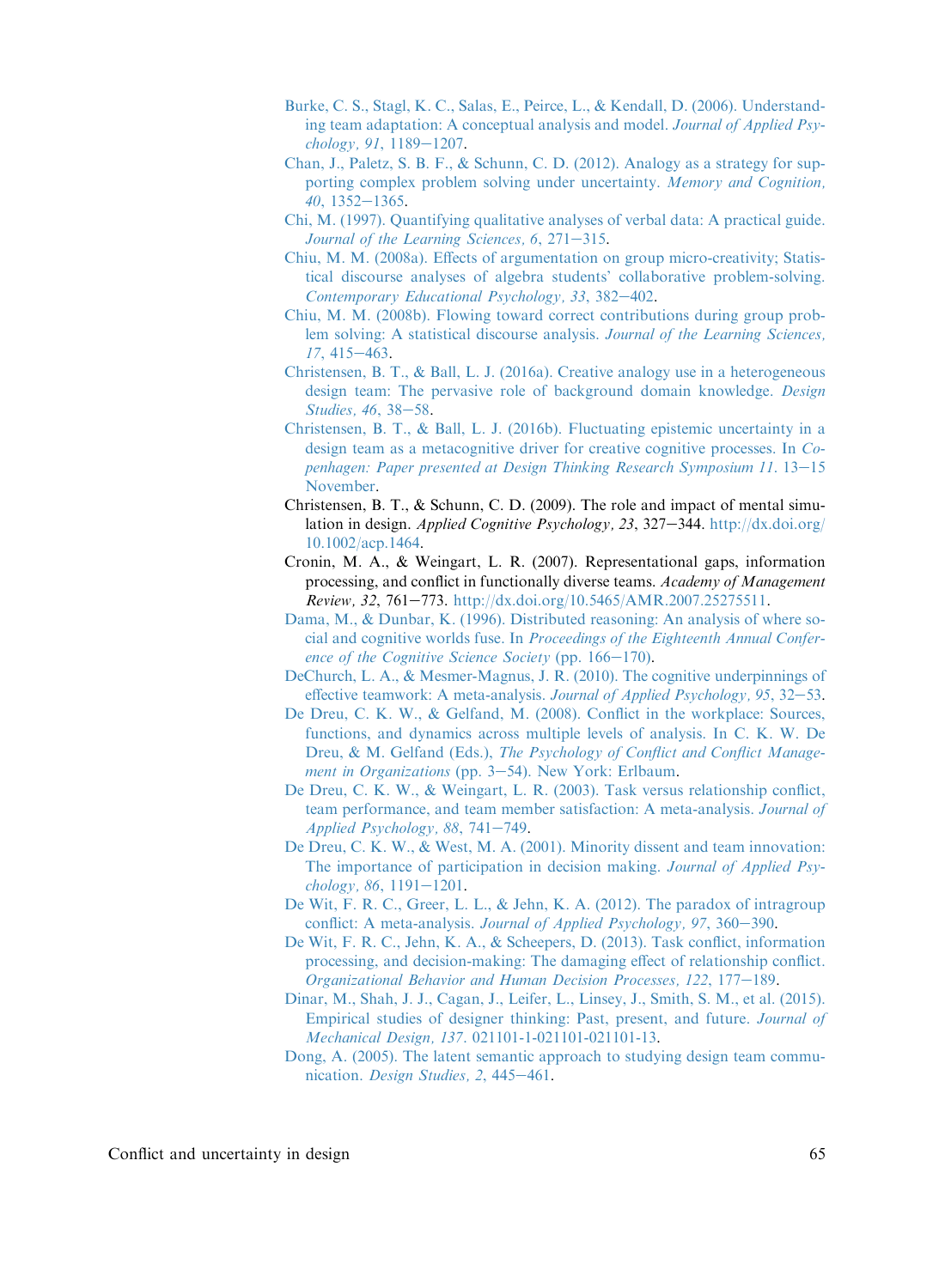Burke, C. S., Stagl, K. C., Salas, E., Peirce, L., & Kendall, D. (2006). Understanding team adaptation: A conceptual analysis and model. *Journal of Applied Psychology, 91*, 1189–1207.

Chan, J., Paletz, S. B. F., & Schunn, C. D. (2012). Analogy as a strategy for supporting complex problem solving under uncertainty. *Memory and Cognition, 40*, 1352–1365.

Chi, M. (1997). Quantifying qualitative analyses of verbal data: A practical guide. *Journal of the Learning Sciences, 6*, 271–315.

Chiu, M. M. (2008a). Effects of argumentation on group micro-creativity; Statistical discourse analyses of algebra students' collaborative problem-solving. *Contemporary Educational Psychology, 33*, 382–402.

Chiu, M. M. (2008b). Flowing toward correct contributions during group problem solving: A statistical discourse analysis. *Journal of the Learning Sciences, 17*, 415–463.

Christensen, B. T., & Ball, L. J. (2016a). Creative analogy use in a heterogeneous design team: The pervasive role of background domain knowledge. *Design Studies, 46*, 38–58.

Christensen, B. T., & Ball, L. J. (2016b). Fluctuating epistemic uncertainty in a design team as a metacognitive driver for creative cognitive processes. In *Copenhagen: Paper presented at Design Thinking Research Symposium 11*. 13–15 November.

Christensen, B. T., & Schunn, C. D. (2009). The role and impact of mental simulation in design. *Applied Cognitive Psychology, 23*, 327–344. http://dx.doi.org/10.1002/acp.1464.

Cronin, M. A., & Weingart, L. R. (2007). Representational gaps, information processing, and conflict in functionally diverse teams. *Academy of Management Review, 32*, 761–773. http://dx.doi.org/10.5465/AMR.2007.25275511.

Dama, M., & Dunbar, K. (1996). Distributed reasoning: An analysis of where social and cognitive worlds fuse. In *Proceedings of the Eighteenth Annual Conference of the Cognitive Science Society* (pp. 166–170).

DeChurch, L. A., & Mesmer-Magnus, J. R. (2010). The cognitive underpinnings of effective teamwork: A meta-analysis. *Journal of Applied Psychology, 95*, 32–53.

De Dreu, C. K. W., & Gelfand, M. (2008). Conflict in the workplace: Sources, functions, and dynamics across multiple levels of analysis. In C. K. W. De Dreu, & M. Gelfand (Eds.), *The Psychology of Conflict and Conflict Management in Organizations* (pp. 3–54). New York: Erlbaum.

De Dreu, C. K. W., & Weingart, L. R. (2003). Task versus relationship conflict, team performance, and team member satisfaction: A meta-analysis. *Journal of Applied Psychology, 88*, 741–749.

De Dreu, C. K. W., & West, M. A. (2001). Minority dissent and team innovation: The importance of participation in decision making. *Journal of Applied Psychology, 86*, 1191–1201.

De Wit, F. R. C., Greer, L. L., & Jehn, K. A. (2012). The paradox of intragroup conflict: A meta-analysis. *Journal of Applied Psychology, 97*, 360–390.

De Wit, F. R. C., Jehn, K. A., & Scheepers, D. (2013). Task conflict, information processing, and decision-making: The damaging effect of relationship conflict. *Organizational Behavior and Human Decision Processes, 122*, 177–189.

Dinar, M., Shah, J. J., Cagan, J., Leifer, L., Linsey, J., Smith, S. M., et al. (2015). Empirical studies of designer thinking: Past, present, and future. *Journal of Mechanical Design, 137*. 021101-1-021101-021101-13.

Dong, A. (2005). The latent semantic approach to studying design team communication. *Design Studies, 2*, 445–461.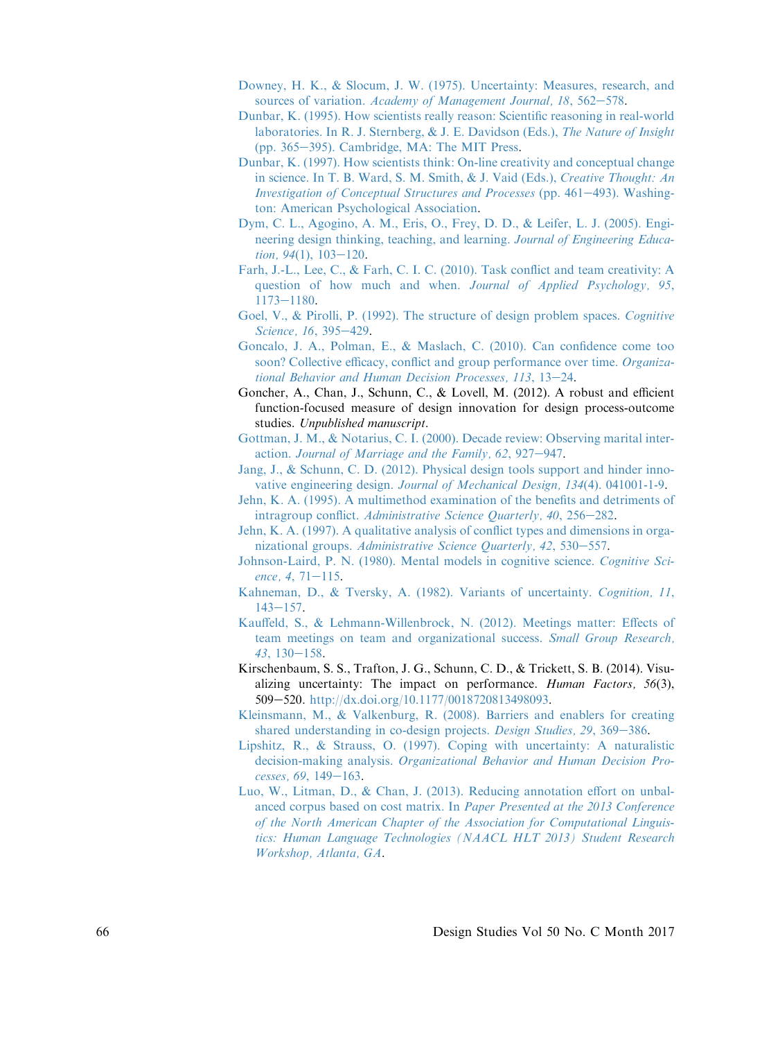Downey, H. K., & Slocum, J. W. (1975). Uncertainty: Measures, research, and sources of variation. *Academy of Management Journal, 18*, 562–578.

Dunbar, K. (1995). How scientists really reason: Scientific reasoning in real-world laboratories. In R. J. Sternberg, & J. E. Davidson (Eds.), *The Nature of Insight* (pp. 365–395). Cambridge, MA: The MIT Press.

Dunbar, K. (1997). How scientists think: On-line creativity and conceptual change in science. In T. B. Ward, S. M. Smith, & J. Vaid (Eds.), *Creative Thought: An Investigation of Conceptual Structures and Processes* (pp. 461–493). Washington: American Psychological Association.

Dym, C. L., Agogino, A. M., Eris, O., Frey, D. D., & Leifer, L. J. (2005). Engineering design thinking, teaching, and learning. *Journal of Engineering Education, 94*(1), 103–120.

Farh, J.-L., Lee, C., & Farh, C. I. C. (2010). Task conflict and team creativity: A question of how much and when. *Journal of Applied Psychology, 95*, 1173–1180.

Goel, V., & Pirolli, P. (1992). The structure of design problem spaces. *Cognitive Science, 16*, 395–429.

Goncalo, J. A., Polman, E., & Maslach, C. (2010). Can confidence come too soon? Collective efficacy, conflict and group performance over time. *Organizational Behavior and Human Decision Processes, 113*, 13–24.

Goncher, A., Chan, J., Schunn, C., & Lovell, M. (2012). A robust and efficient function-focused measure of design innovation for design process-outcome studies. *Unpublished manuscript*.

Gottman, J. M., & Notarius, C. I. (2000). Decade review: Observing marital interaction. *Journal of Marriage and the Family, 62*, 927–947.

Jang, J., & Schunn, C. D. (2012). Physical design tools support and hinder innovative engineering design. *Journal of Mechanical Design, 134*(4). 041001-1-9.

Jehn, K. A. (1995). A multimethod examination of the benefits and detriments of intragroup conflict. *Administrative Science Quarterly, 40*, 256–282.

Jehn, K. A. (1997). A qualitative analysis of conflict types and dimensions in organizational groups. *Administrative Science Quarterly, 42*, 530–557.

Johnson-Laird, P. N. (1980). Mental models in cognitive science. *Cognitive Science, 4*, 71–115.

Kahneman, D., & Tversky, A. (1982). Variants of uncertainty. *Cognition, 11*, 143–157.

Kauffeld, S., & Lehmann-Willenbrock, N. (2012). Meetings matter: Effects of team meetings on team and organizational success. *Small Group Research, 43*, 130–158.

Kirschenbaum, S. S., Trafton, J. G., Schunn, C. D., & Trickett, S. B. (2014). Visualizing uncertainty: The impact on performance. *Human Factors, 56*(3), 509–520. http://dx.doi.org/10.1177/0018720813498093.

Kleinsmann, M., & Valkenburg, R. (2008). Barriers and enablers for creating shared understanding in co-design projects. *Design Studies, 29*, 369–386.

Lipshitz, R., & Strauss, O. (1997). Coping with uncertainty: A naturalistic decision-making analysis. *Organizational Behavior and Human Decision Processes, 69*, 149–163.

Luo, W., Litman, D., & Chan, J. (2013). Reducing annotation effort on unbalanced corpus based on cost matrix. In *Paper Presented at the 2013 Conference of the North American Chapter of the Association for Computational Linguistics: Human Language Technologies (NAACL HLT 2013) Student Research Workshop, Atlanta, GA*.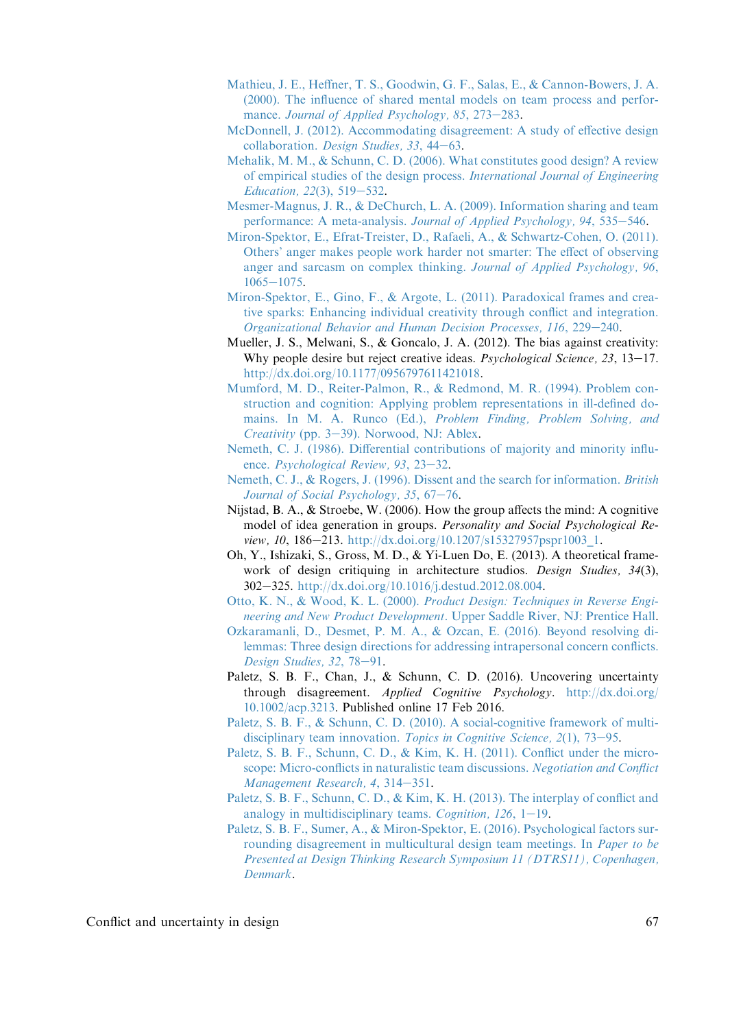Mathieu, J. E., Heffner, T. S., Goodwin, G. F., Salas, E., & Cannon-Bowers, J. A. (2000). The influence of shared mental models on team process and performance. *Journal of Applied Psychology, 85*, 273–283.

McDonnell, J. (2012). Accommodating disagreement: A study of effective design collaboration. *Design Studies, 33*, 44–63.

Mehalik, M. M., & Schunn, C. D. (2006). What constitutes good design? A review of empirical studies of the design process. *International Journal of Engineering Education, 22*(3), 519–532.

Mesmer-Magnus, J. R., & DeChurch, L. A. (2009). Information sharing and team performance: A meta-analysis. *Journal of Applied Psychology, 94*, 535–546.

Miron-Spektor, E., Efrat-Treister, D., Rafaeli, A., & Schwartz-Cohen, O. (2011). Others' anger makes people work harder not smarter: The effect of observing anger and sarcasm on complex thinking. *Journal of Applied Psychology, 96*, 1065–1075.

Miron-Spektor, E., Gino, F., & Argote, L. (2011). Paradoxical frames and creative sparks: Enhancing individual creativity through conflict and integration. *Organizational Behavior and Human Decision Processes, 116*, 229–240.

Mueller, J. S., Melwani, S., & Goncalo, J. A. (2012). The bias against creativity: Why people desire but reject creative ideas. *Psychological Science, 23*, 13–17. http://dx.doi.org/10.1177/0956797611421018.

Mumford, M. D., Reiter-Palmon, R., & Redmond, M. R. (1994). Problem construction and cognition: Applying problem representations in ill-defined domains. In M. A. Runco (Ed.), *Problem Finding, Problem Solving, and Creativity* (pp. 3–39). Norwood, NJ: Ablex.

Nemeth, C. J. (1986). Differential contributions of majority and minority influence. *Psychological Review, 93*, 23–32.

Nemeth, C. J., & Rogers, J. (1996). Dissent and the search for information. *British Journal of Social Psychology, 35*, 67–76.

Nijstad, B. A., & Stroebe, W. (2006). How the group affects the mind: A cognitive model of idea generation in groups. *Personality and Social Psychological Review, 10*, 186–213. http://dx.doi.org/10.1207/s15327957pspr1003_1.

Oh, Y., Ishizaki, S., Gross, M. D., & Yi-Luen Do, E. (2013). A theoretical framework of design critiquing in architecture studios. *Design Studies, 34*(3), 302–325. http://dx.doi.org/10.1016/j.destud.2012.08.004.

Otto, K. N., & Wood, K. L. (2000). *Product Design: Techniques in Reverse Engineering and New Product Development*. Upper Saddle River, NJ: Prentice Hall.

Ozkaramanli, D., Desmet, P. M. A., & Ozcan, E. (2016). Beyond resolving dilemmas: Three design directions for addressing intrapersonal concern conflicts. *Design Studies, 32*, 78–91.

Paletz, S. B. F., Chan, J., & Schunn, C. D. (2016). Uncovering uncertainty through disagreement. *Applied Cognitive Psychology*. http://dx.doi.org/10.1002/acp.3213. Published online 17 Feb 2016.

Paletz, S. B. F., & Schunn, C. D. (2010). A social-cognitive framework of multidisciplinary team innovation. *Topics in Cognitive Science, 2*(1), 73–95.

Paletz, S. B. F., Schunn, C. D., & Kim, K. H. (2011). Conflict under the microscope: Micro-conflicts in naturalistic team discussions. *Negotiation and Conflict Management Research, 4*, 314–351.

Paletz, S. B. F., Schunn, C. D., & Kim, K. H. (2013). The interplay of conflict and analogy in multidisciplinary teams. *Cognition, 126*, 1–19.

Paletz, S. B. F., Sumer, A., & Miron-Spektor, E. (2016). Psychological factors surrounding disagreement in multicultural design team meetings. In *Paper to be Presented at Design Thinking Research Symposium 11 (DTRS11), Copenhagen, Denmark*.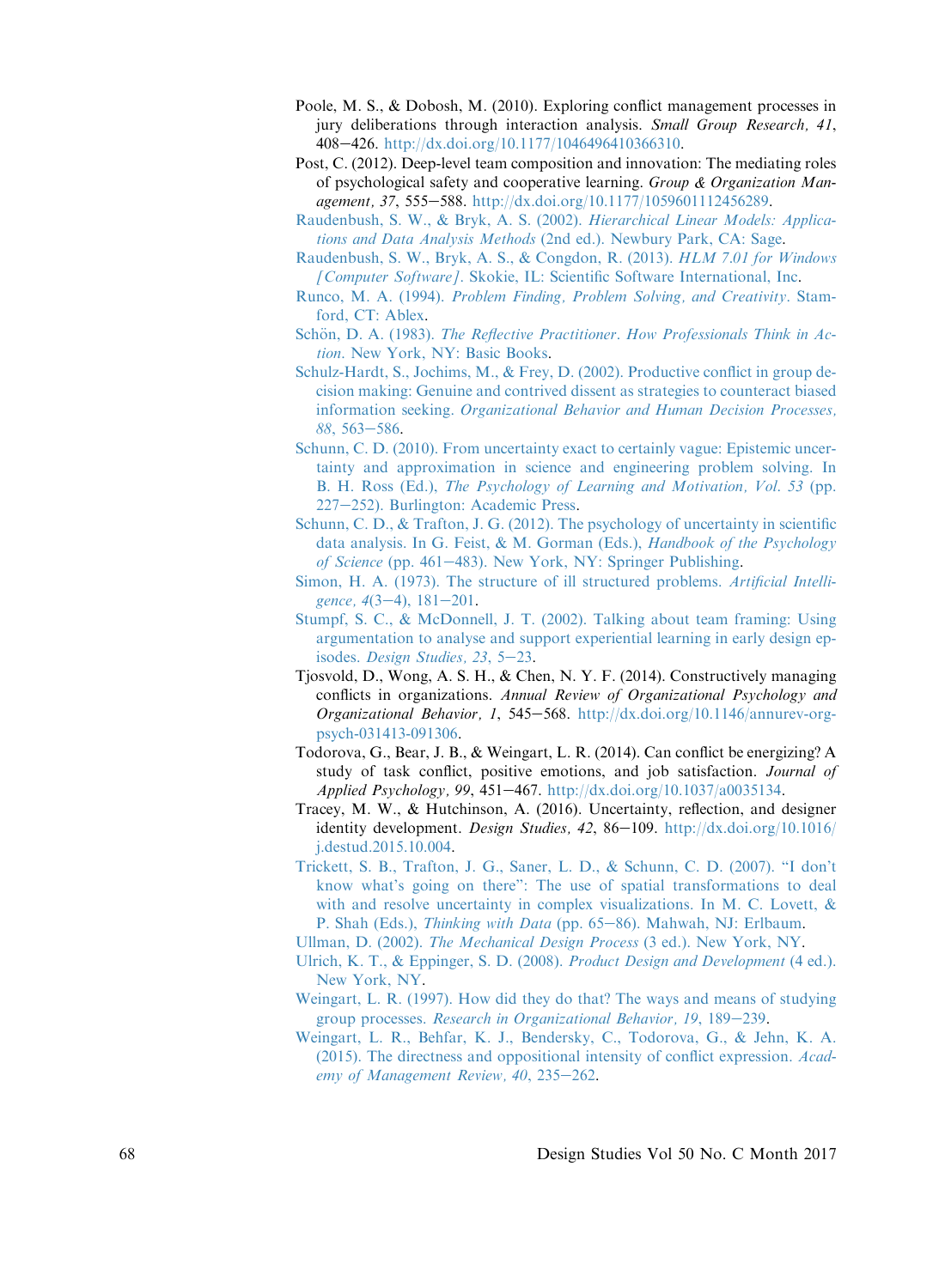Poole, M. S., & Dobosh, M. (2010). Exploring conflict management processes in jury deliberations through interaction analysis. *Small Group Research, 41*, 408–426. http://dx.doi.org/10.1177/1046496410366310.

Post, C. (2012). Deep-level team composition and innovation: The mediating roles of psychological safety and cooperative learning. *Group & Organization Management, 37*, 555–588. http://dx.doi.org/10.1177/1059601112456289.

Raudenbush, S. W., & Bryk, A. S. (2002). *Hierarchical Linear Models: Applications and Data Analysis Methods* (2nd ed.). Newbury Park, CA: Sage.

Raudenbush, S. W., Bryk, A. S., & Congdon, R. (2013). *HLM 7.01 for Windows [Computer Software]*. Skokie, IL: Scientific Software International, Inc.

Runco, M. A. (1994). *Problem Finding, Problem Solving, and Creativity*. Stamford, CT: Ablex.

Schön, D. A. (1983). *The Reflective Practitioner. How Professionals Think in Action*. New York, NY: Basic Books.

Schulz-Hardt, S., Jochims, M., & Frey, D. (2002). Productive conflict in group decision making: Genuine and contrived dissent as strategies to counteract biased information seeking. *Organizational Behavior and Human Decision Processes, 88*, 563–586.

Schunn, C. D. (2010). From uncertainty exact to certainly vague: Epistemic uncertainty and approximation in science and engineering problem solving. In B. H. Ross (Ed.), *The Psychology of Learning and Motivation, Vol. 53* (pp. 227–252). Burlington: Academic Press.

Schunn, C. D., & Trafton, J. G. (2012). The psychology of uncertainty in scientific data analysis. In G. Feist, & M. Gorman (Eds.), *Handbook of the Psychology of Science* (pp. 461–483). New York, NY: Springer Publishing.

Simon, H. A. (1973). The structure of ill structured problems. *Artificial Intelligence, 4*(3–4), 181–201.

Stumpf, S. C., & McDonnell, J. T. (2002). Talking about team framing: Using argumentation to analyse and support experiential learning in early design episodes. *Design Studies, 23*, 5–23.

Tjosvold, D., Wong, A. S. H., & Chen, N. Y. F. (2014). Constructively managing conflicts in organizations. *Annual Review of Organizational Psychology and Organizational Behavior, 1*, 545–568. http://dx.doi.org/10.1146/annurev-orgpsych-031413-091306.

Todorova, G., Bear, J. B., & Weingart, L. R. (2014). Can conflict be energizing? A study of task conflict, positive emotions, and job satisfaction. *Journal of Applied Psychology, 99*, 451–467. http://dx.doi.org/10.1037/a0035134.

Tracey, M. W., & Hutchinson, A. (2016). Uncertainty, reflection, and designer identity development. *Design Studies, 42*, 86–109. http://dx.doi.org/10.1016/j.destud.2015.10.004.

Trickett, S. B., Trafton, J. G., Saner, L. D., & Schunn, C. D. (2007). "I don't know what's going on there": The use of spatial transformations to deal with and resolve uncertainty in complex visualizations. In M. C. Lovett, & P. Shah (Eds.), *Thinking with Data* (pp. 65–86). Mahwah, NJ: Erlbaum.

Ullman, D. (2002). *The Mechanical Design Process* (3 ed.). New York, NY.

Ulrich, K. T., & Eppinger, S. D. (2008). *Product Design and Development* (4 ed.). New York, NY.

Weingart, L. R. (1997). How did they do that? The ways and means of studying group processes. *Research in Organizational Behavior, 19*, 189–239.

Weingart, L. R., Behfar, K. J., Bendersky, C., Todorova, G., & Jehn, K. A. (2015). The directness and oppositional intensity of conflict expression. *Academy of Management Review, 40*, 235–262.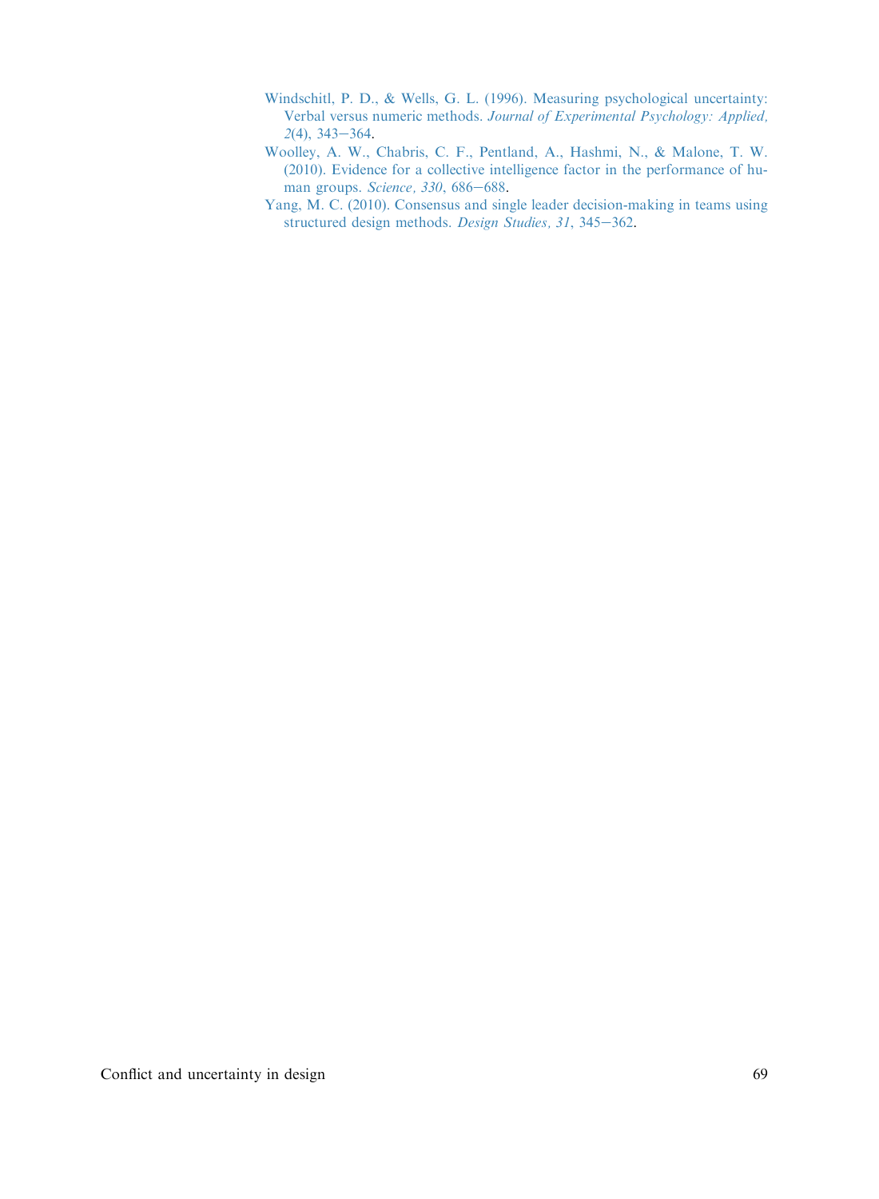Windschitl, P. D., & Wells, G. L. (1996). Measuring psychological uncertainty: Verbal versus numeric methods. *Journal of Experimental Psychology: Applied, 2*(4), 343–364.

Woolley, A. W., Chabris, C. F., Pentland, A., Hashmi, N., & Malone, T. W. (2010). Evidence for a collective intelligence factor in the performance of human groups. *Science, 330*, 686–688.

Yang, M. C. (2010). Consensus and single leader decision-making in teams using structured design methods. *Design Studies, 31*, 345–362.